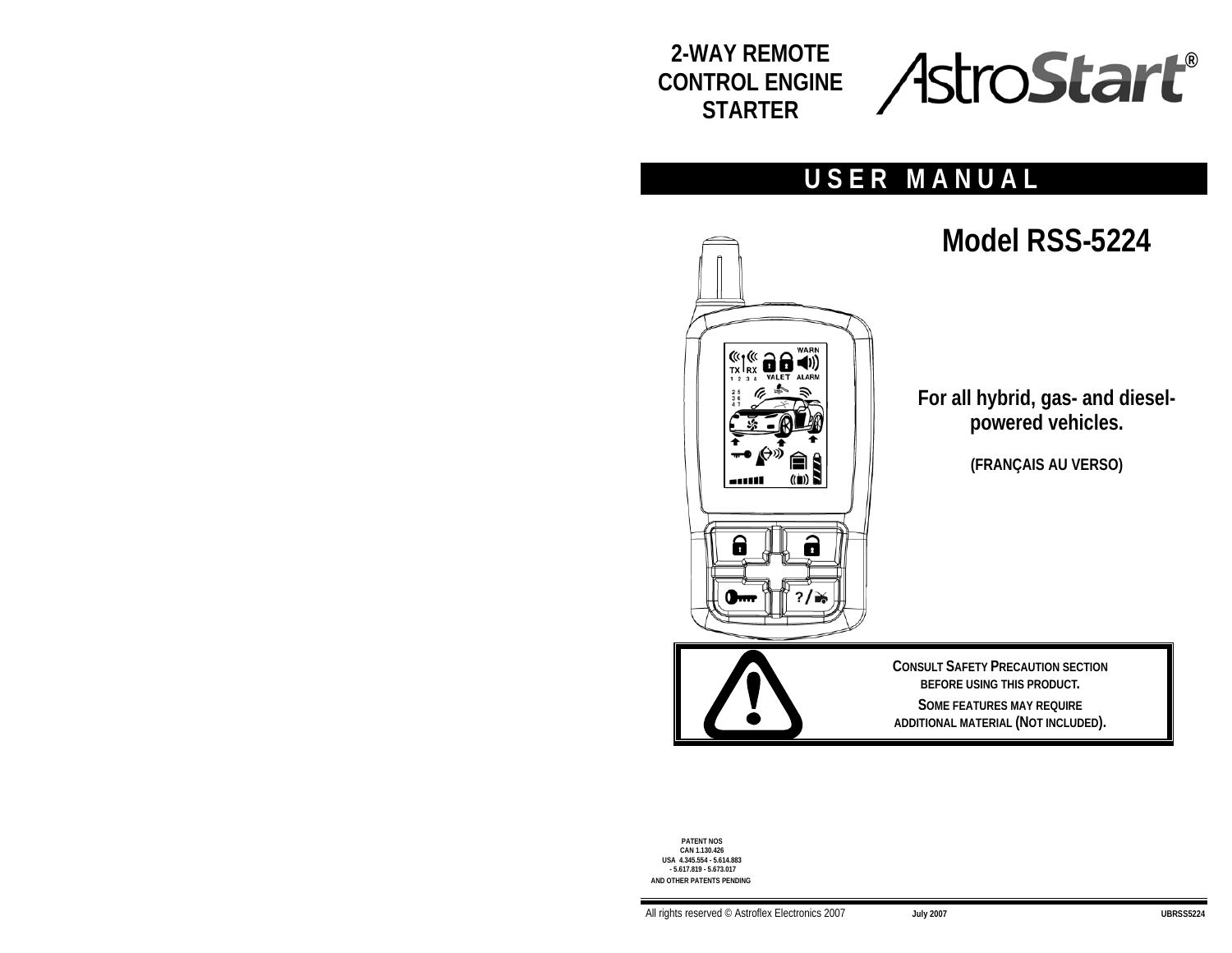**2-WAY REMOTE CONTROL ENGINE STARTER**

AstroStart®

# USER MANUAL

## Model RSS-5224

**For all hybrid, gas- and diesel-powered vehicles.**

**(FRANÇAIS AU VERSO)**

**CONSULT SAFETY PRECAUTION SECTION BEFORE USING THIS PRODUCT.**

**SOME FEATURES MAY REQUIRE ADDITIONAL MATERIAL (NOT INCLUDED).**

PATENT NOS
CAN 1.130.426
USA 4.345.554 - 5.614.883
- 5.617.819 - 5.673.017
AND OTHER PATENTS PENDING

All rights reserved © Astroflex Electronics 2007 July 2007 UBRSS5224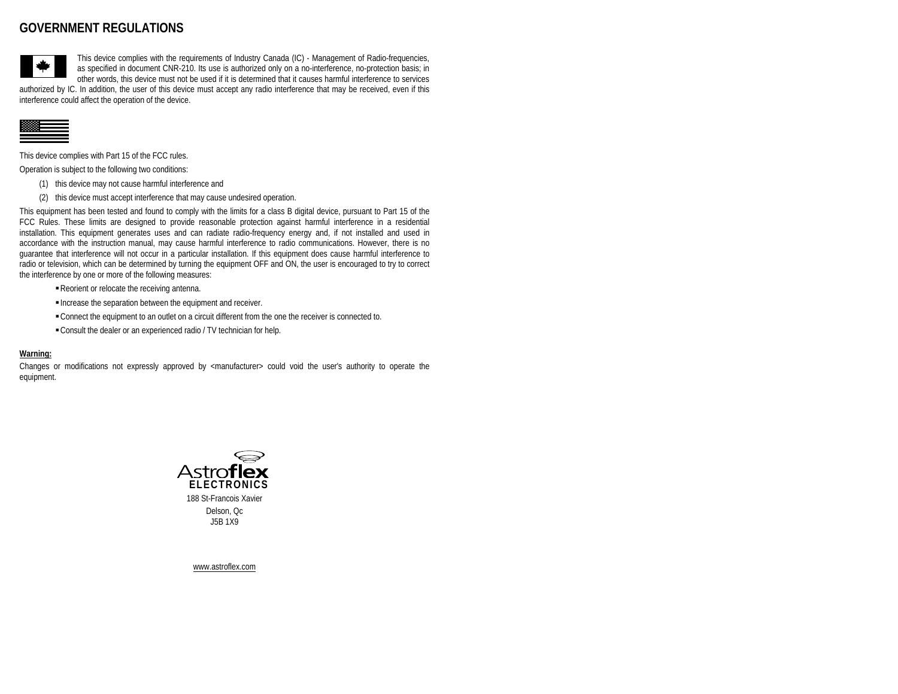# GOVERNMENT REGULATIONS

This device complies with the requirements of Industry Canada (IC) - Management of Radio-frequencies, as specified in document CNR-210. Its use is authorized only on a no-interference, no-protection basis; in other words, this device must not be used if it is determined that it causes harmful interference to services authorized by IC. In addition, the user of this device must accept any radio interference that may be received, even if this interference could affect the operation of the device.

This device complies with Part 15 of the FCC rules.

Operation is subject to the following two conditions:

(1) this device may not cause harmful interference and

(2) this device must accept interference that may cause undesired operation.

This equipment has been tested and found to comply with the limits for a class B digital device, pursuant to Part 15 of the FCC Rules. These limits are designed to provide reasonable protection against harmful interference in a residential installation. This equipment generates uses and can radiate radio-frequency energy and, if not installed and used in accordance with the instruction manual, may cause harmful interference to radio communications. However, there is no guarantee that interference will not occur in a particular installation. If this equipment does cause harmful interference to radio or television, which can be determined by turning the equipment OFF and ON, the user is encouraged to try to correct the interference by one or more of the following measures:

- Reorient or relocate the receiving antenna.
- Increase the separation between the equipment and receiver.
- Connect the equipment to an outlet on a circuit different from the one the receiver is connected to.
- Consult the dealer or an experienced radio / TV technician for help.

**Warning:**

Changes or modifications not expressly approved by <manufacturer> could void the user's authority to operate the equipment.

Astroflex ELECTRONICS

188 St-Francois Xavier

Delson, Qc

J5B 1X9

www.astroflex.com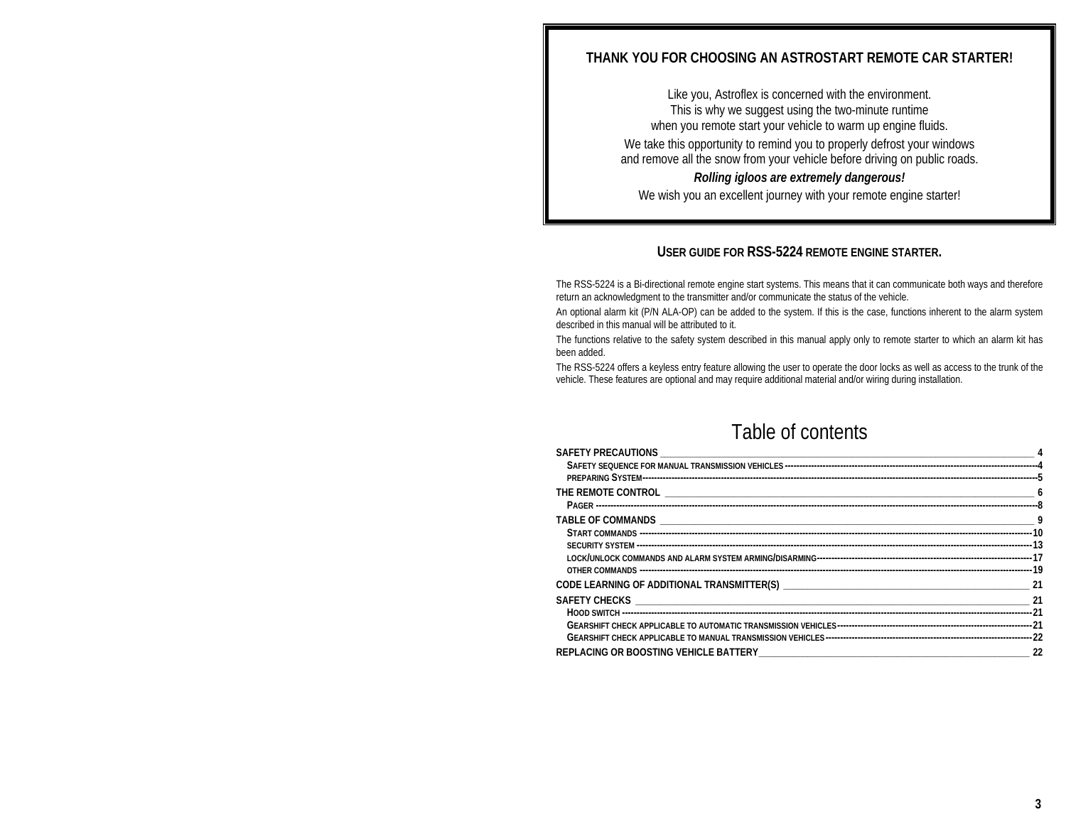**THANK YOU FOR CHOOSING AN ASTROSTART REMOTE CAR STARTER!**

Like you, Astroflex is concerned with the environment.
This is why we suggest using the two-minute runtime
when you remote start your vehicle to warm up engine fluids.

We take this opportunity to remind you to properly defrost your windows
and remove all the snow from your vehicle before driving on public roads.

***Rolling igloos are extremely dangerous!***

We wish you an excellent journey with your remote engine starter!

## USER GUIDE FOR RSS-5224 REMOTE ENGINE STARTER.

The RSS-5224 is a Bi-directional remote engine start systems. This means that it can communicate both ways and therefore return an acknowledgment to the transmitter and/or communicate the status of the vehicle.

An optional alarm kit (P/N ALA-OP) can be added to the system. If this is the case, functions inherent to the alarm system described in this manual will be attributed to it.

The functions relative to the safety system described in this manual apply only to remote starter to which an alarm kit has been added.

The RSS-5224 offers a keyless entry feature allowing the user to operate the door locks as well as access to the trunk of the vehicle. These features are optional and may require additional material and/or wiring during installation.

# Table of contents

**SAFETY PRECAUTIONS** ____ 4
- SAFETY SEQUENCE FOR MANUAL TRANSMISSION VEHICLES ---- 4
- PREPARING SYSTEM ---- 5

**THE REMOTE CONTROL** ____ 6
- PAGER ---- 8

**TABLE OF COMMANDS** ____ 9
- START COMMANDS ---- 10
- SECURITY SYSTEM ---- 13
- LOCK/UNLOCK COMMANDS AND ALARM SYSTEM ARMING/DISARMING ---- 17
- OTHER COMMANDS ---- 19

**CODE LEARNING OF ADDITIONAL TRANSMITTER(S)** ____ 21

**SAFETY CHECKS** ____ 21
- HOOD SWITCH ---- 21
- GEARSHIFT CHECK APPLICABLE TO AUTOMATIC TRANSMISSION VEHICLES ---- 21
- GEARSHIFT CHECK APPLICABLE TO MANUAL TRANSMISSION VEHICLES ---- 22

**REPLACING OR BOOSTING VEHICLE BATTERY** ____ 22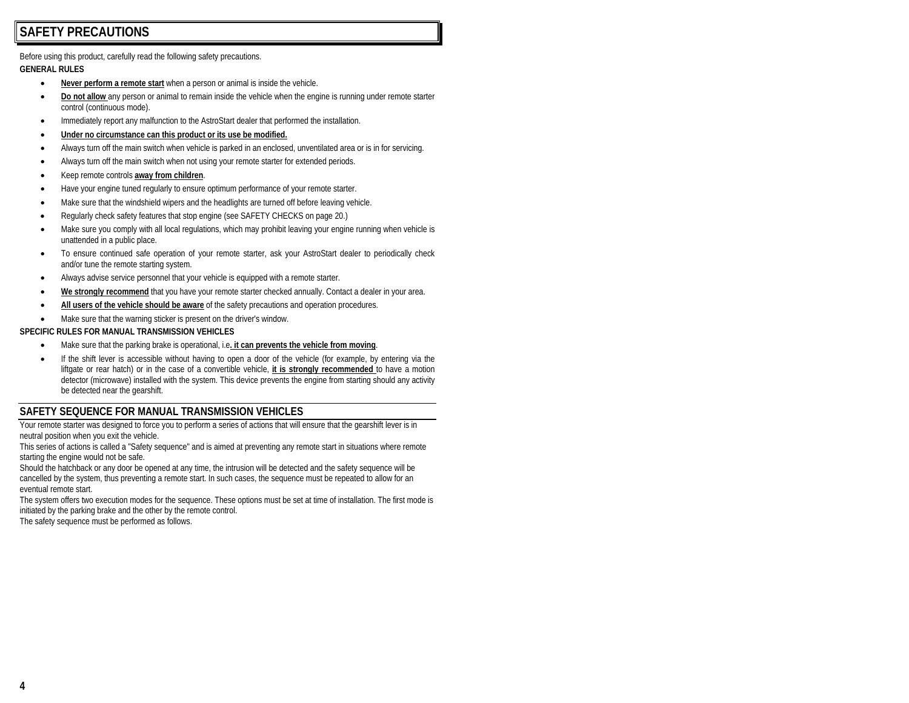# SAFETY PRECAUTIONS

Before using this product, carefully read the following safety precautions.

**GENERAL RULES**

- **Never perform a remote start** when a person or animal is inside the vehicle.
- **Do not allow** any person or animal to remain inside the vehicle when the engine is running under remote starter control (continuous mode).
- Immediately report any malfunction to the AstroStart dealer that performed the installation.
- **Under no circumstance can this product or its use be modified.**
- Always turn off the main switch when vehicle is parked in an enclosed, unventilated area or is in for servicing.
- Always turn off the main switch when not using your remote starter for extended periods.
- Keep remote controls **away from children**.
- Have your engine tuned regularly to ensure optimum performance of your remote starter.
- Make sure that the windshield wipers and the headlights are turned off before leaving vehicle.
- Regularly check safety features that stop engine (see SAFETY CHECKS on page 20.)
- Make sure you comply with all local regulations, which may prohibit leaving your engine running when vehicle is unattended in a public place.
- To ensure continued safe operation of your remote starter, ask your AstroStart dealer to periodically check and/or tune the remote starting system.
- Always advise service personnel that your vehicle is equipped with a remote starter.
- **We strongly recommend** that you have your remote starter checked annually. Contact a dealer in your area.
- **All users of the vehicle should be aware** of the safety precautions and operation procedures.
- Make sure that the warning sticker is present on the driver's window.

**SPECIFIC RULES FOR MANUAL TRANSMISSION VEHICLES**

- Make sure that the parking brake is operational, i.e**. it can prevents the vehicle from moving**.
- If the shift lever is accessible without having to open a door of the vehicle (for example, by entering via the liftgate or rear hatch) or in the case of a convertible vehicle, **it is strongly recommended** to have a motion detector (microwave) installed with the system. This device prevents the engine from starting should any activity be detected near the gearshift.

## SAFETY SEQUENCE FOR MANUAL TRANSMISSION VEHICLES

Your remote starter was designed to force you to perform a series of actions that will ensure that the gearshift lever is in neutral position when you exit the vehicle.

This series of actions is called a "Safety sequence" and is aimed at preventing any remote start in situations where remote starting the engine would not be safe.

Should the hatchback or any door be opened at any time, the intrusion will be detected and the safety sequence will be cancelled by the system, thus preventing a remote start. In such cases, the sequence must be repeated to allow for an eventual remote start.

The system offers two execution modes for the sequence. These options must be set at time of installation. The first mode is initiated by the parking brake and the other by the remote control.

The safety sequence must be performed as follows.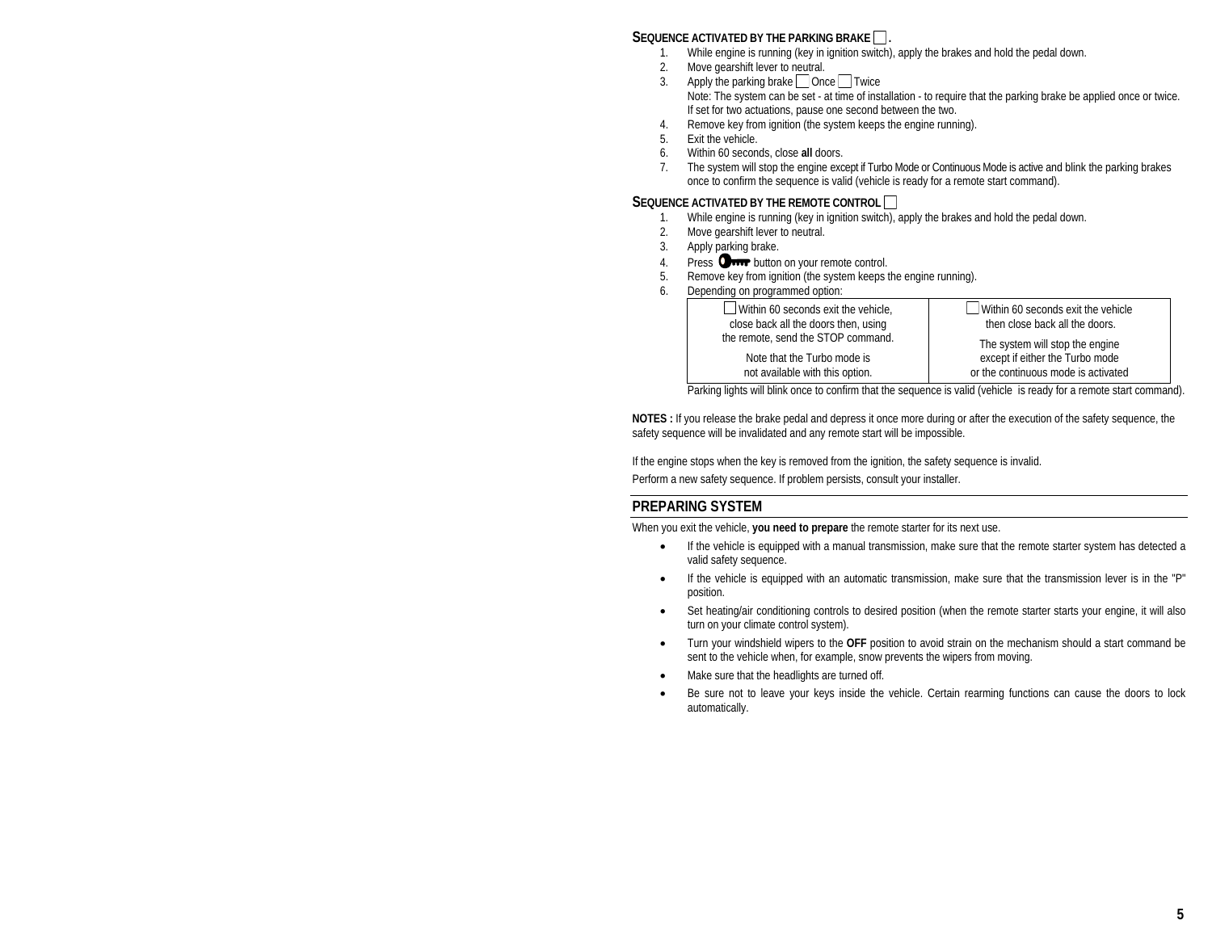### SEQUENCE ACTIVATED BY THE PARKING BRAKE ☐.

1. While engine is running (key in ignition switch), apply the brakes and hold the pedal down.
2. Move gearshift lever to neutral.
3. Apply the parking brake ☐ Once ☐ Twice
   Note: The system can be set - at time of installation - to require that the parking brake be applied once or twice. If set for two actuations, pause one second between the two.
4. Remove key from ignition (the system keeps the engine running).
5. Exit the vehicle.
6. Within 60 seconds, close **all** doors.
7. The system will stop the engine except if Turbo Mode or Continuous Mode is active and blink the parking brakes once to confirm the sequence is valid (vehicle is ready for a remote start command).

### SEQUENCE ACTIVATED BY THE REMOTE CONTROL ☐

1. While engine is running (key in ignition switch), apply the brakes and hold the pedal down.
2. Move gearshift lever to neutral.
3. Apply parking brake.
4. Press 🔑 button on your remote control.
5. Remove key from ignition (the system keeps the engine running).
6. Depending on programmed option:

| ☐ Within 60 seconds exit the vehicle, close back all the doors then, using the remote, send the STOP command. Note that the Turbo mode is not available with this option. | ☐ Within 60 seconds exit the vehicle then close back all the doors. The system will stop the engine except if either the Turbo mode or the continuous mode is activated |
|---|---|

Parking lights will blink once to confirm that the sequence is valid (vehicle is ready for a remote start command).

**NOTES :** If you release the brake pedal and depress it once more during or after the execution of the safety sequence, the safety sequence will be invalidated and any remote start will be impossible.

If the engine stops when the key is removed from the ignition, the safety sequence is invalid.

Perform a new safety sequence. If problem persists, consult your installer.

## PREPARING SYSTEM

When you exit the vehicle, **you need to prepare** the remote starter for its next use.

- If the vehicle is equipped with a manual transmission, make sure that the remote starter system has detected a valid safety sequence.
- If the vehicle is equipped with an automatic transmission, make sure that the transmission lever is in the "P" position.
- Set heating/air conditioning controls to desired position (when the remote starter starts your engine, it will also turn on your climate control system).
- Turn your windshield wipers to the **OFF** position to avoid strain on the mechanism should a start command be sent to the vehicle when, for example, snow prevents the wipers from moving.
- Make sure that the headlights are turned off.
- Be sure not to leave your keys inside the vehicle. Certain rearming functions can cause the doors to lock automatically.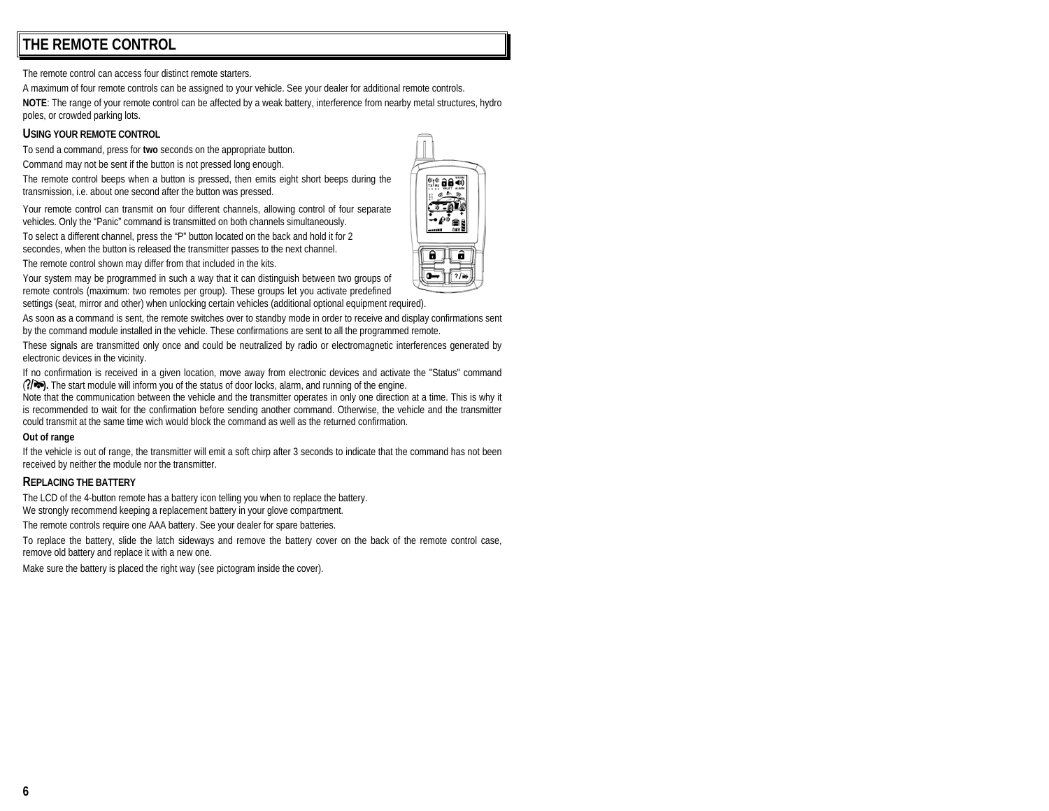# THE REMOTE CONTROL

The remote control can access four distinct remote starters.

A maximum of four remote controls can be assigned to your vehicle. See your dealer for additional remote controls.

**NOTE**: The range of your remote control can be affected by a weak battery, interference from nearby metal structures, hydro poles, or crowded parking lots.

## USING YOUR REMOTE CONTROL

To send a command, press for **two** seconds on the appropriate button.

Command may not be sent if the button is not pressed long enough.

The remote control beeps when a button is pressed, then emits eight short beeps during the transmission, i.e. about one second after the button was pressed.

Your remote control can transmit on four different channels, allowing control of four separate vehicles. Only the "Panic" command is transmitted on both channels simultaneously.

To select a different channel, press the "P" button located on the back and hold it for 2 secondes, when the button is released the transmitter passes to the next channel.

The remote control shown may differ from that included in the kits.

Your system may be programmed in such a way that it can distinguish between two groups of remote controls (maximum: two remotes per group). These groups let you activate predefined settings (seat, mirror and other) when unlocking certain vehicles (additional optional equipment required).

As soon as a command is sent, the remote switches over to standby mode in order to receive and display confirmations sent by the command module installed in the vehicle. These confirmations are sent to all the programmed remote.

These signals are transmitted only once and could be neutralized by radio or electromagnetic interferences generated by electronic devices in the vicinity.

If no confirmation is received in a given location, move away from electronic devices and activate the "Status" command **(?/🚗).** The start module will inform you of the status of door locks, alarm, and running of the engine.
Note that the communication between the vehicle and the transmitter operates in only one direction at a time. This is why it is recommended to wait for the confirmation before sending another command. Otherwise, the vehicle and the transmitter could transmit at the same time wich would block the command as well as the returned confirmation.

**Out of range**

If the vehicle is out of range, the transmitter will emit a soft chirp after 3 seconds to indicate that the command has not been received by neither the module nor the transmitter.

## REPLACING THE BATTERY

The LCD of the 4-button remote has a battery icon telling you when to replace the battery.
We strongly recommend keeping a replacement battery in your glove compartment.

The remote controls require one AAA battery. See your dealer for spare batteries.

To replace the battery, slide the latch sideways and remove the battery cover on the back of the remote control case, remove old battery and replace it with a new one.

Make sure the battery is placed the right way (see pictogram inside the cover).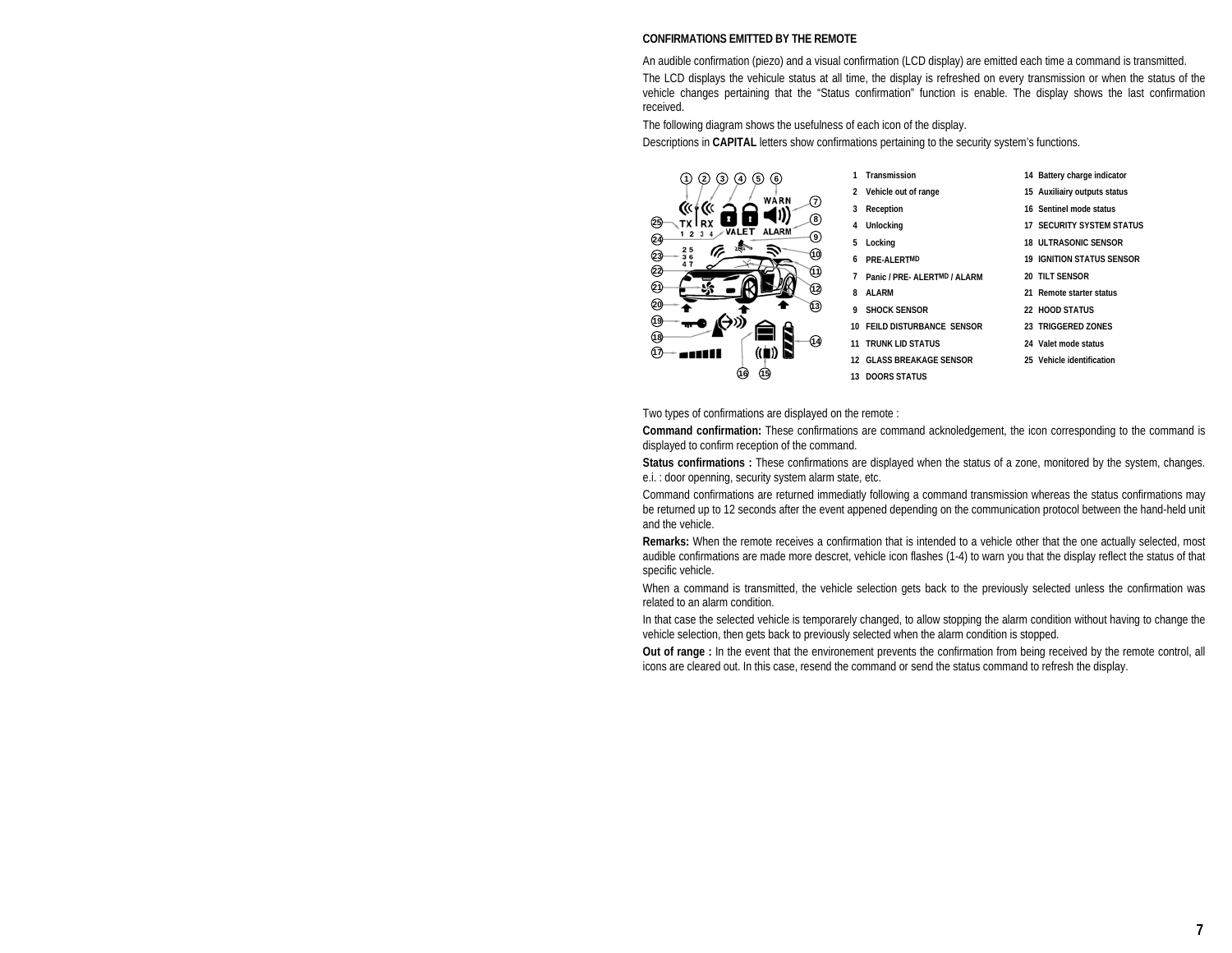## CONFIRMATIONS EMITTED BY THE REMOTE

An audible confirmation (piezo) and a visual confirmation (LCD display) are emitted each time a command is transmitted.

The LCD displays the vehicule status at all time, the display is refreshed on every transmission or when the status of the vehicle changes pertaining that the "Status confirmation" function is enable. The display shows the last confirmation received.

The following diagram shows the usefulness of each icon of the display.

Descriptions in **CAPITAL** letters show confirmations pertaining to the security system's functions.

| | | | |
|---|---|---|---|
| 1 | Transmission | 14 | Battery charge indicator |
| 2 | Vehicle out of range | 15 | Auxiliairy outputs status |
| 3 | Reception | 16 | Sentinel mode status |
| 4 | Unlocking | 17 | SECURITY SYSTEM STATUS |
| 5 | Locking | 18 | ULTRASONIC SENSOR |
| 6 | PRE-ALERTMD | 19 | IGNITION STATUS SENSOR |
| 7 | Panic / PRE- ALERTMD / ALARM | 20 | TILT SENSOR |
| 8 | ALARM | 21 | Remote starter status |
| 9 | SHOCK SENSOR | 22 | HOOD STATUS |
| 10 | FEILD DISTURBANCE SENSOR | 23 | TRIGGERED ZONES |
| 11 | TRUNK LID STATUS | 24 | Valet mode status |
| 12 | GLASS BREAKAGE SENSOR | 25 | Vehicle identification |
| 13 | DOORS STATUS | | |

Two types of confirmations are displayed on the remote :

**Command confirmation:** These confirmations are command acknoledgement, the icon corresponding to the command is displayed to confirm reception of the command.

**Status confirmations :** These confirmations are displayed when the status of a zone, monitored by the system, changes. e.i. : door openning, security system alarm state, etc.

Command confirmations are returned immediatly following a command transmission whereas the status confirmations may be returned up to 12 seconds after the event appened depending on the communication protocol between the hand-held unit and the vehicle.

**Remarks:** When the remote receives a confirmation that is intended to a vehicle other that the one actually selected, most audible confirmations are made more descret, vehicle icon flashes (1-4) to warn you that the display reflect the status of that specific vehicle.

When a command is transmitted, the vehicle selection gets back to the previously selected unless the confirmation was related to an alarm condition.

In that case the selected vehicle is temporarely changed, to allow stopping the alarm condition without having to change the vehicle selection, then gets back to previously selected when the alarm condition is stopped.

**Out of range :** In the event that the environement prevents the confirmation from being received by the remote control, all icons are cleared out. In this case, resend the command or send the status command to refresh the display.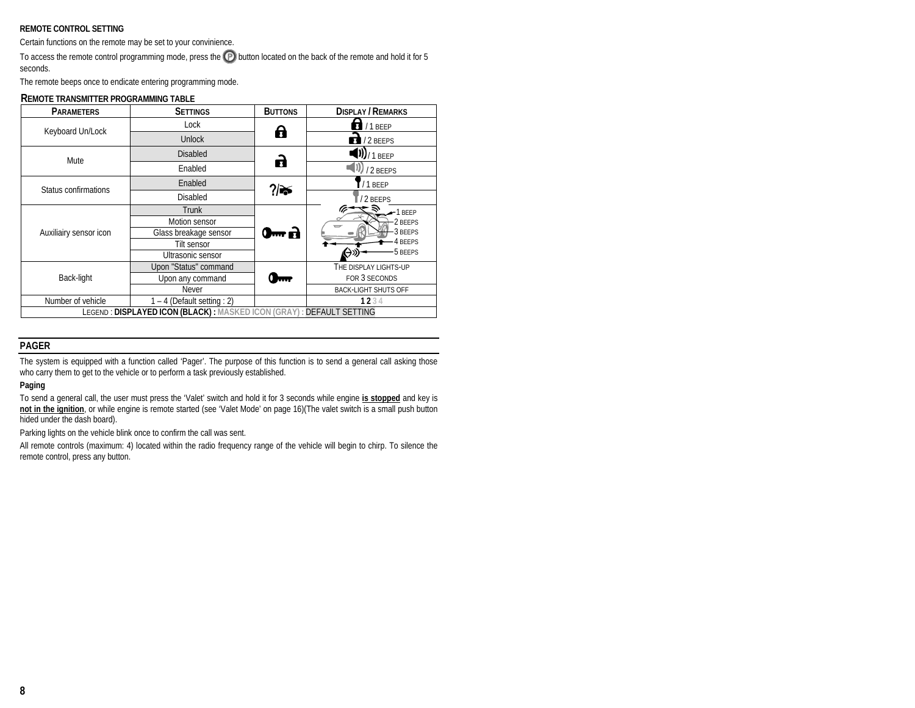**REMOTE CONTROL SETTING**

Certain functions on the remote may be set to your convinience.

To access the remote control programming mode, press the (P) button located on the back of the remote and hold it for 5 seconds.

The remote beeps once to endicate entering programming mode.

**REMOTE TRANSMITTER PROGRAMMING TABLE**

| PARAMETERS | SETTINGS | BUTTONS | DISPLAY / REMARKS |
|---|---|---|---|
| Keyboard Un/Lock | Lock | | / 1 BEEP |
| | Unlock | | / 2 BEEPS |
| Mute | Disabled | | / 1 BEEP |
| | Enabled | | / 2 BEEPS |
| Status confirmations | Enabled | ?/ | / 1 BEEP |
| | Disabled | | / 2 BEEPS |
| Auxiliairy sensor icon | Trunk | | 1 BEEP |
| | Motion sensor | | 2 BEEPS |
| | Glass breakage sensor | | 3 BEEPS |
| | Tilt sensor | | 4 BEEPS |
| | Ultrasonic sensor | | 5 BEEPS |
| Back-light | Upon "Status" command | | THE DISPLAY LIGHTS-UP FOR 3 SECONDS |
| | Upon any command | | |
| | Never | | BACK-LIGHT SHUTS OFF |
| Number of vehicle | 1 – 4 (Default setting : 2) | | 1 2 3 4 |

LEGEND : **DISPLAYED ICON (BLACK) :** MASKED ICON (GRAY) : DEFAULT SETTING

## PAGER

The system is equipped with a function called 'Pager'. The purpose of this function is to send a general call asking those who carry them to get to the vehicle or to perform a task previously established.

**Paging**

To send a general call, the user must press the 'Valet' switch and hold it for 3 seconds while engine **is stopped** and key is **not in the ignition**, or while engine is remote started (see 'Valet Mode' on page 16)(The valet switch is a small push button hided under the dash board).

Parking lights on the vehicle blink once to confirm the call was sent.

All remote controls (maximum: 4) located within the radio frequency range of the vehicle will begin to chirp. To silence the remote control, press any button.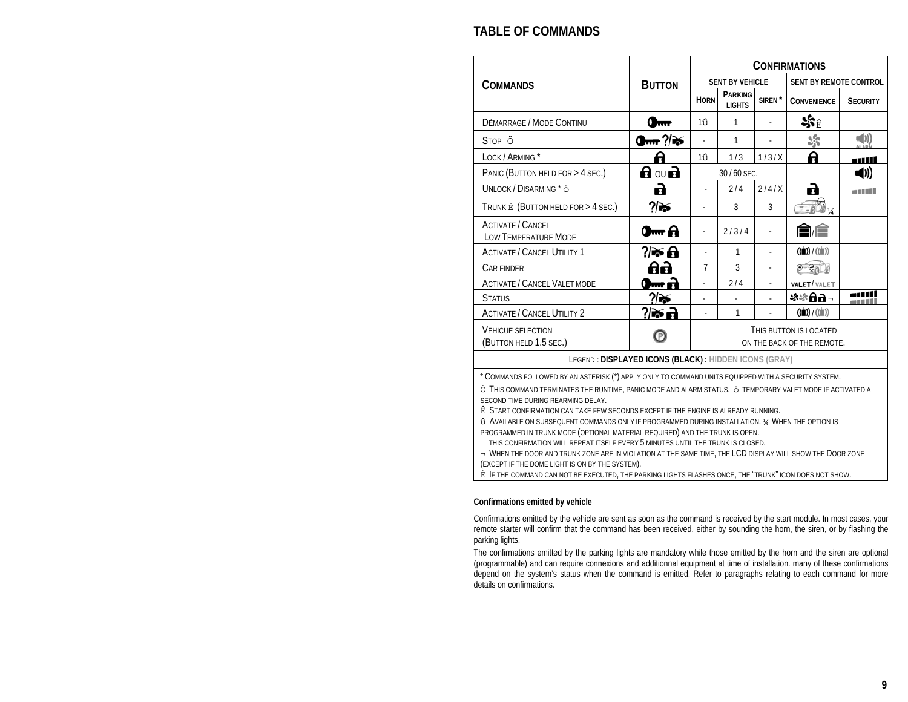## TABLE OF COMMANDS

| COMMANDS | BUTTON | CONFIRMATIONS | | | | |
|---|---|---|---|---|---|---|
| | | SENT BY VEHICLE | | | SENT BY REMOTE CONTROL | |
| | | HORN | PARKING LIGHTS | SIREN * | CONVENIENCE | SECURITY |
| DÉMARRAGE / MODE CONTINU | | 1û | 1 | - | Ê | |
| STOP Õ | ?/ | - | 1 | - | | |
| LOCK / ARMING * | | 1û | 1 / 3 | 1 / 3 / X | | |
| PANIC (BUTTON HELD FOR > 4 SEC.) | OU | 30 / 60 SEC. | | | | |
| UNLOCK / DISARMING * õ | | - | 2 / 4 | 2 / 4 / X | | |
| TRUNK Ë (BUTTON HELD FOR > 4 SEC.) | ?/ | - | 3 | 3 | ¼ | |
| ACTIVATE / CANCEL LOW TEMPERATURE MODE | | - | 2 / 3 / 4 | - | / | |
| ACTIVATE / CANCEL UTILITY 1 | ?/ | - | 1 | - | / | |
| CAR FINDER | | 7 | 3 | - | | |
| ACTIVATE / CANCEL VALET MODE | | - | 2 / 4 | - | VALET / VALET | |
| STATUS | ?/ | - | - | - | ¬ | |
| ACTIVATE / CANCEL UTILITY 2 | ?/ | - | 1 | - | / | |
| VEHICUE SELECTION (BUTTON HELD 1.5 SEC.) | P | THIS BUTTON IS LOCATED ON THE BACK OF THE REMOTE. | | | | |

LEGEND : **DISPLAYED ICONS (BLACK)** : HIDDEN ICONS (GRAY)

* COMMANDS FOLLOWED BY AN ASTERISK (*) APPLY ONLY TO COMMAND UNITS EQUIPPED WITH A SECURITY SYSTEM.
Õ THIS COMMAND TERMINATES THE RUNTIME, PANIC MODE AND ALARM STATUS. õ TEMPORARY VALET MODE IF ACTIVATED A SECOND TIME DURING REARMING DELAY.
Ê START CONFIRMATION CAN TAKE FEW SECONDS EXCEPT IF THE ENGINE IS ALREADY RUNNING.
û AVAILABLE ON SUBSEQUENT COMMANDS ONLY IF PROGRAMMED DURING INSTALLATION. ¼ WHEN THE OPTION IS PROGRAMMED IN TRUNK MODE (OPTIONAL MATERIAL REQUIRED) AND THE TRUNK IS OPEN.
THIS CONFIRMATION WILL REPEAT ITSELF EVERY 5 MINUTES UNTIL THE TRUNK IS CLOSED.
¬ WHEN THE DOOR AND TRUNK ZONE ARE IN VIOLATION AT THE SAME TIME, THE LCD DISPLAY WILL SHOW THE DOOR ZONE (EXCEPT IF THE DOME LIGHT IS ON BY THE SYSTEM).
Ë IF THE COMMAND CAN NOT BE EXECUTED, THE PARKING LIGHTS FLASHES ONCE, THE "TRUNK" ICON DOES NOT SHOW.

**Confirmations emitted by vehicle**

Confirmations emitted by the vehicle are sent as soon as the command is received by the start module. In most cases, your remote starter will confirm that the command has been received, either by sounding the horn, the siren, or by flashing the parking lights.

The confirmations emitted by the parking lights are mandatory while those emitted by the horn and the siren are optional (programmable) and can require connexions and additionnal equipment at time of installation. many of these confirmations depend on the system's status when the command is emitted. Refer to paragraphs relating to each command for more details on confirmations.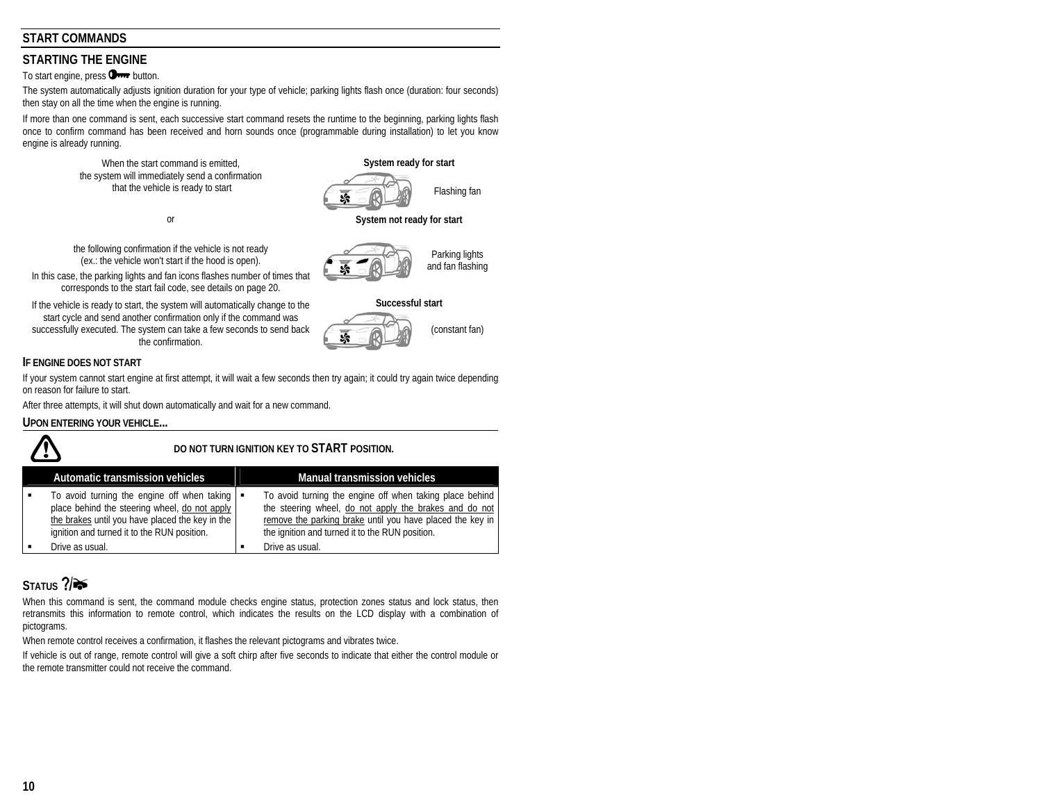## START COMMANDS

## STARTING THE ENGINE

To start engine, press button.

The system automatically adjusts ignition duration for your type of vehicle; parking lights flash once (duration: four seconds) then stay on all the time when the engine is running.

If more than one command is sent, each successive start command resets the runtime to the beginning, parking lights flash once to confirm command has been received and horn sounds once (programmable during installation) to let you know engine is already running.

When the start command is emitted, the system will immediately send a confirmation that the vehicle is ready to start

**System ready for start**

Flashing fan

or

**System not ready for start**

the following confirmation if the vehicle is not ready (ex.: the vehicle won't start if the hood is open).

In this case, the parking lights and fan icons flashes number of times that corresponds to the start fail code, see details on page 20.

Parking lights and fan flashing

If the vehicle is ready to start, the system will automatically change to the start cycle and send another confirmation only if the command was successfully executed. The system can take a few seconds to send back the confirmation.

**Successful start**

(constant fan)

### IF ENGINE DOES NOT START

If your system cannot start engine at first attempt, it will wait a few seconds then try again; it could try again twice depending on reason for failure to start.

After three attempts, it will shut down automatically and wait for a new command.

### UPON ENTERING YOUR VEHICLE...

**DO NOT TURN IGNITION KEY TO START POSITION.**

| Automatic transmission vehicles | Manual transmission vehicles |
|---|---|
| ▪ To avoid turning the engine off when taking place behind the steering wheel, <u>do not apply the brakes</u> until you have placed the key in the ignition and turned it to the RUN position. | ▪ To avoid turning the engine off when taking place behind the steering wheel, <u>do not apply the brakes and do not remove the parking brake</u> until you have placed the key in the ignition and turned it to the RUN position. |
| ▪ Drive as usual. | ▪ Drive as usual. |

### STATUS ?/

When this command is sent, the command module checks engine status, protection zones status and lock status, then retransmits this information to remote control, which indicates the results on the LCD display with a combination of pictograms.

When remote control receives a confirmation, it flashes the relevant pictograms and vibrates twice.

If vehicle is out of range, remote control will give a soft chirp after five seconds to indicate that either the control module or the remote transmitter could not receive the command.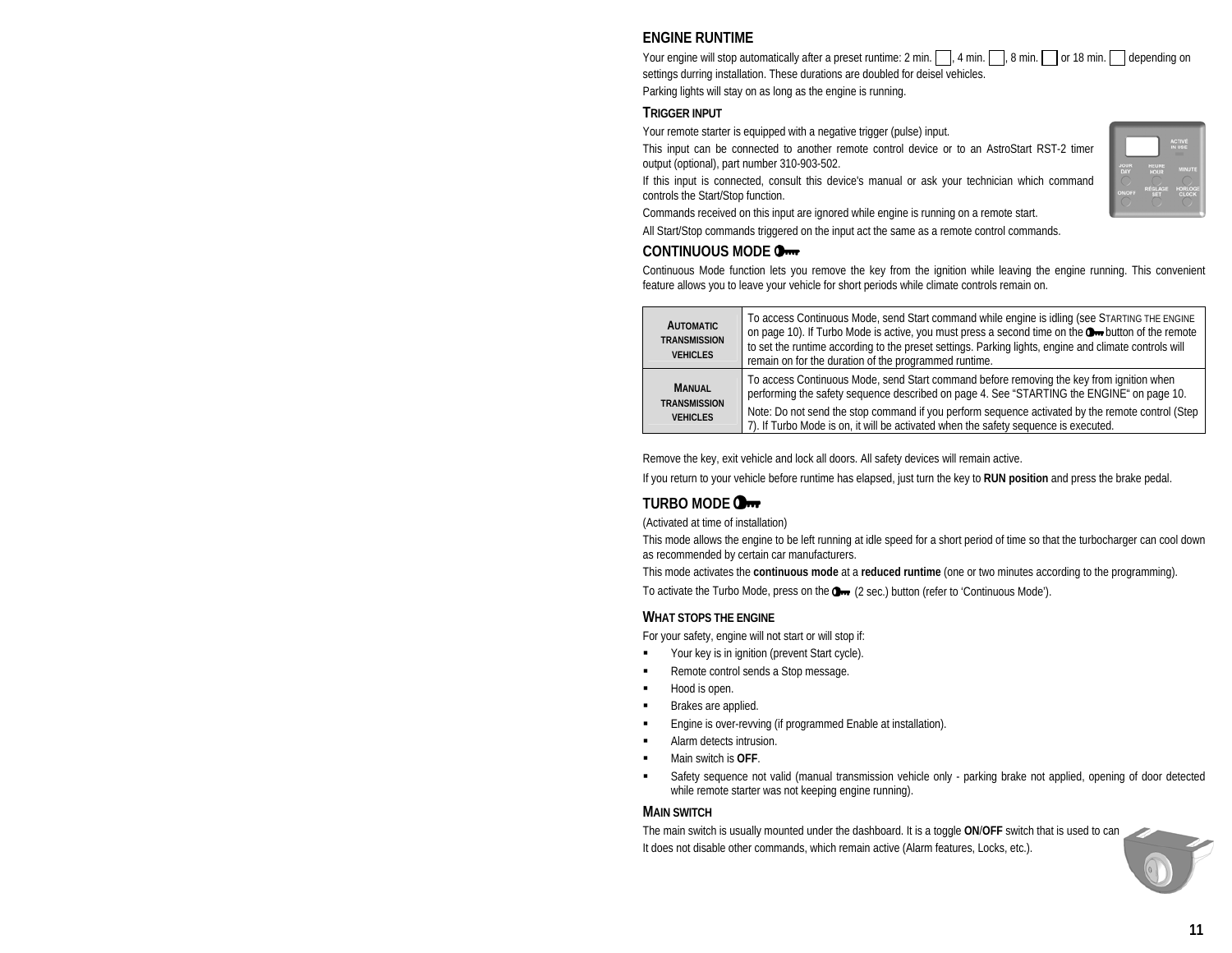## ENGINE RUNTIME

Your engine will stop automatically after a preset runtime: 2 min. ☐, 4 min. ☐, 8 min. ☐ or 18 min. ☐ depending on settings durring installation. These durations are doubled for deisel vehicles.

Parking lights will stay on as long as the engine is running.

### TRIGGER INPUT

Your remote starter is equipped with a negative trigger (pulse) input.

This input can be connected to another remote control device or to an AstroStart RST-2 timer output (optional), part number 310-903-502.

If this input is connected, consult this device's manual or ask your technician which command controls the Start/Stop function.

Commands received on this input are ignored while engine is running on a remote start.

All Start/Stop commands triggered on the input act the same as a remote control commands.

## CONTINUOUS MODE

Continuous Mode function lets you remove the key from the ignition while leaving the engine running. This convenient feature allows you to leave your vehicle for short periods while climate controls remain on.

| | |
|---|---|
| **AUTOMATIC TRANSMISSION VEHICLES** | To access Continuous Mode, send Start command while engine is idling (see STARTING THE ENGINE on page 10). If Turbo Mode is active, you must press a second time on the button of the remote to set the runtime according to the preset settings. Parking lights, engine and climate controls will remain on for the duration of the programmed runtime. |
| **MANUAL TRANSMISSION VEHICLES** | To access Continuous Mode, send Start command before removing the key from ignition when performing the safety sequence described on page 4. See "STARTING the ENGINE" on page 10. Note: Do not send the stop command if you perform sequence activated by the remote control (Step 7). If Turbo Mode is on, it will be activated when the safety sequence is executed. |

Remove the key, exit vehicle and lock all doors. All safety devices will remain active.

If you return to your vehicle before runtime has elapsed, just turn the key to **RUN position** and press the brake pedal.

## TURBO MODE

(Activated at time of installation)

This mode allows the engine to be left running at idle speed for a short period of time so that the turbocharger can cool down as recommended by certain car manufacturers.

This mode activates the **continuous mode** at a **reduced runtime** (one or two minutes according to the programming).

To activate the Turbo Mode, press on the (2 sec.) button (refer to 'Continuous Mode').

### WHAT STOPS THE ENGINE

For your safety, engine will not start or will stop if:

- Your key is in ignition (prevent Start cycle).
- Remote control sends a Stop message.
- Hood is open.
- Brakes are applied.
- Engine is over-revving (if programmed Enable at installation).
- Alarm detects intrusion.
- Main switch is **OFF**.
- Safety sequence not valid (manual transmission vehicle only - parking brake not applied, opening of door detected while remote starter was not keeping engine running).

### MAIN SWITCH

The main switch is usually mounted under the dashboard. It is a toggle **ON**/**OFF** switch that is used to can

It does not disable other commands, which remain active (Alarm features, Locks, etc.).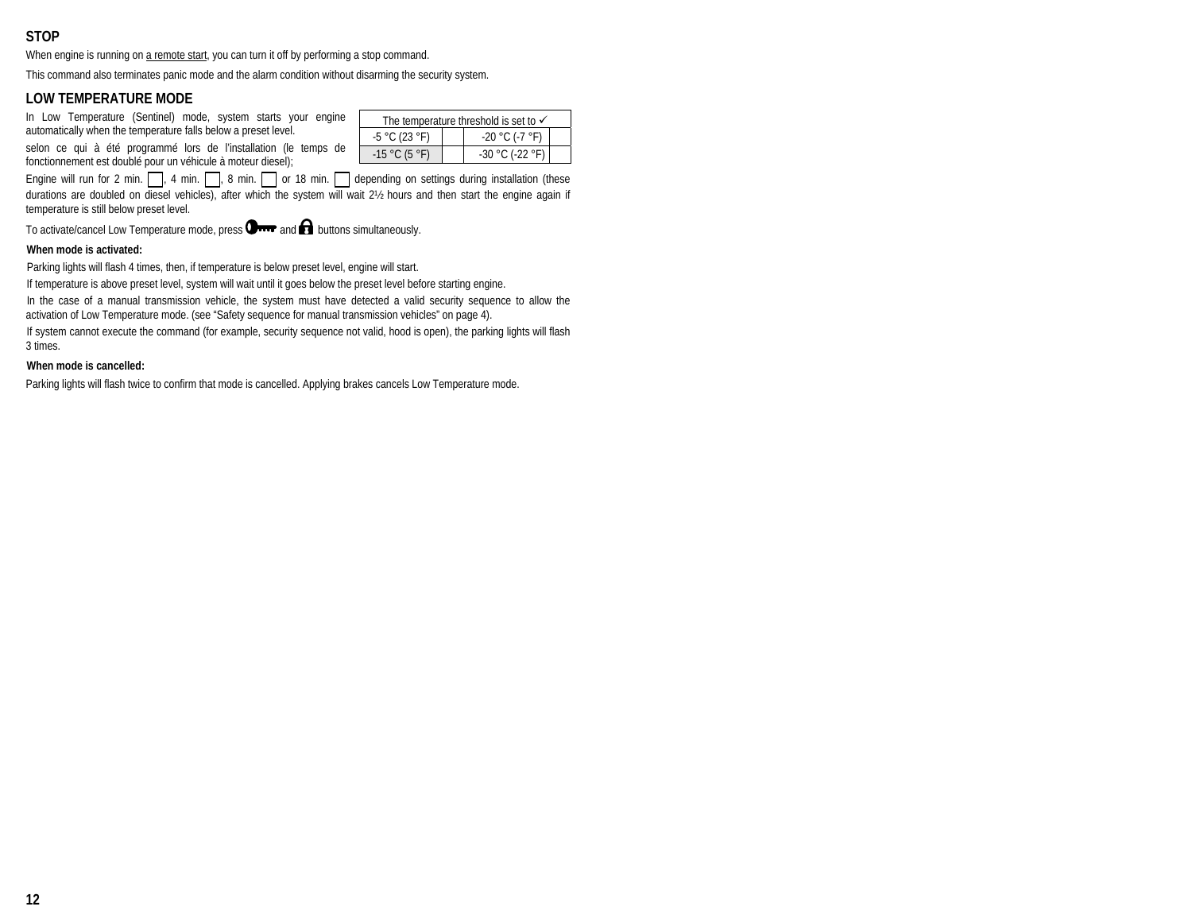## STOP

When engine is running on a remote start, you can turn it off by performing a stop command.

This command also terminates panic mode and the alarm condition without disarming the security system.

## LOW TEMPERATURE MODE

| The temperature threshold is set to ✓ | | | |
|---|---|---|---|
| -5 °C (23 °F) | | -20 °C (-7 °F) | |
| -15 °C (5 °F) | | -30 °C (-22 °F) | |

In Low Temperature (Sentinel) mode, system starts your engine automatically when the temperature falls below a preset level.

selon ce qui à été programmé lors de l'installation (le temps de fonctionnement est doublé pour un véhicule à moteur diesel);

Engine will run for 2 min. ☐, 4 min. ☐, 8 min. ☐ or 18 min. ☐ depending on settings during installation (these durations are doubled on diesel vehicles), after which the system will wait 2½ hours and then start the engine again if temperature is still below preset level.

To activate/cancel Low Temperature mode, press 🔑 and 🔒 buttons simultaneously.

**When mode is activated:**

Parking lights will flash 4 times, then, if temperature is below preset level, engine will start.

If temperature is above preset level, system will wait until it goes below the preset level before starting engine.

In the case of a manual transmission vehicle, the system must have detected a valid security sequence to allow the activation of Low Temperature mode. (see "Safety sequence for manual transmission vehicles" on page 4).

If system cannot execute the command (for example, security sequence not valid, hood is open), the parking lights will flash 3 times.

**When mode is cancelled:**

Parking lights will flash twice to confirm that mode is cancelled. Applying brakes cancels Low Temperature mode.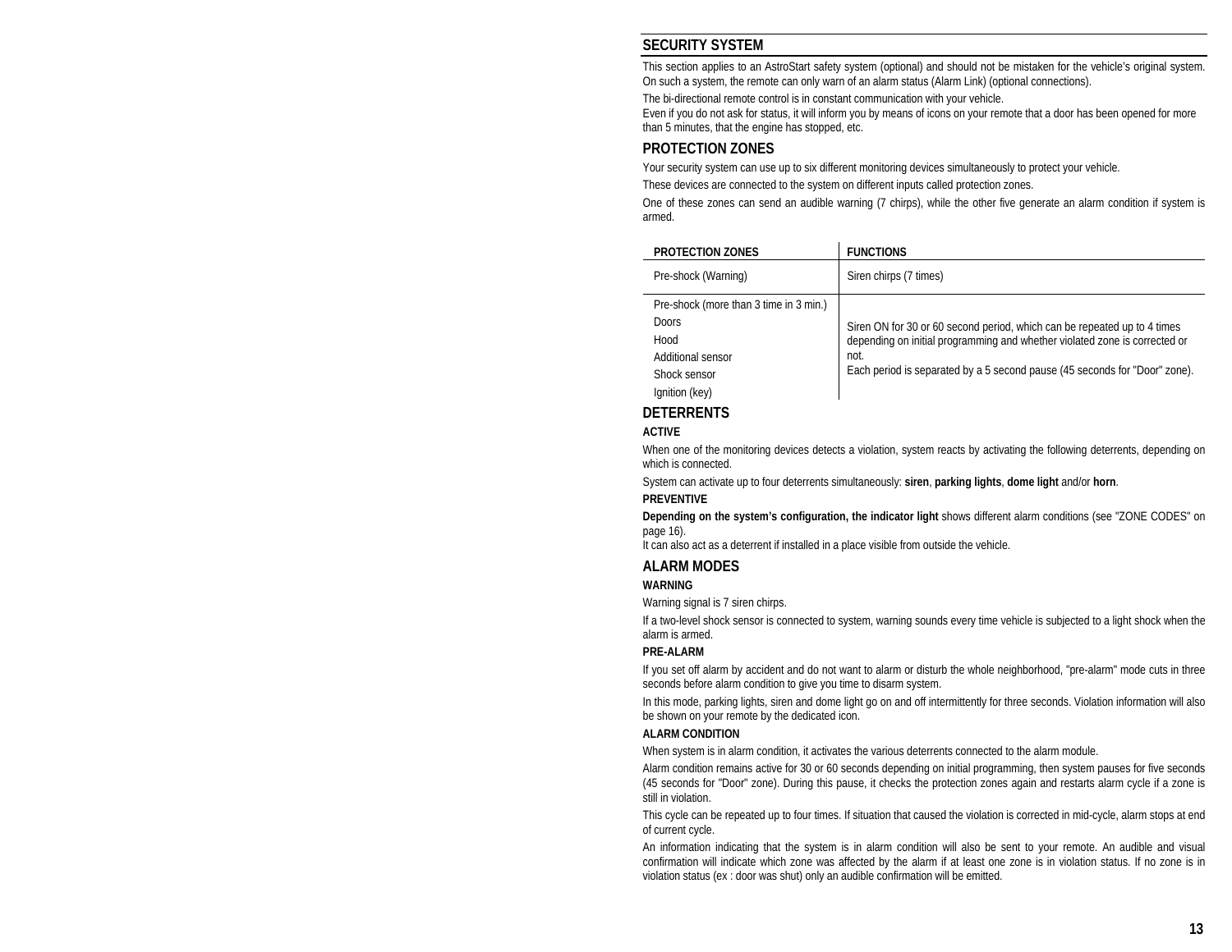## SECURITY SYSTEM

This section applies to an AstroStart safety system (optional) and should not be mistaken for the vehicle's original system. On such a system, the remote can only warn of an alarm status (Alarm Link) (optional connections).

The bi-directional remote control is in constant communication with your vehicle.
Even if you do not ask for status, it will inform you by means of icons on your remote that a door has been opened for more than 5 minutes, that the engine has stopped, etc.

## PROTECTION ZONES

Your security system can use up to six different monitoring devices simultaneously to protect your vehicle.

These devices are connected to the system on different inputs called protection zones.

One of these zones can send an audible warning (7 chirps), while the other five generate an alarm condition if system is armed.

| PROTECTION ZONES | FUNCTIONS |
|---|---|
| Pre-shock (Warning) | Siren chirps (7 times) |
| Pre-shock (more than 3 time in 3 min.)<br>Doors<br>Hood<br>Additional sensor<br>Shock sensor<br>Ignition (key) | Siren ON for 30 or 60 second period, which can be repeated up to 4 times depending on initial programming and whether violated zone is corrected or not.<br>Each period is separated by a 5 second pause (45 seconds for "Door" zone). |

## DETERRENTS

### ACTIVE

When one of the monitoring devices detects a violation, system reacts by activating the following deterrents, depending on which is connected.

System can activate up to four deterrents simultaneously: **siren**, **parking lights**, **dome light** and/or **horn**.

### PREVENTIVE

**Depending on the system's configuration, the indicator light** shows different alarm conditions (see "ZONE CODES" on page 16).
It can also act as a deterrent if installed in a place visible from outside the vehicle.

## ALARM MODES

### WARNING

Warning signal is 7 siren chirps.

If a two-level shock sensor is connected to system, warning sounds every time vehicle is subjected to a light shock when the alarm is armed.

### PRE-ALARM

If you set off alarm by accident and do not want to alarm or disturb the whole neighborhood, "pre-alarm" mode cuts in three seconds before alarm condition to give you time to disarm system.

In this mode, parking lights, siren and dome light go on and off intermittently for three seconds. Violation information will also be shown on your remote by the dedicated icon.

### ALARM CONDITION

When system is in alarm condition, it activates the various deterrents connected to the alarm module.

Alarm condition remains active for 30 or 60 seconds depending on initial programming, then system pauses for five seconds (45 seconds for "Door" zone). During this pause, it checks the protection zones again and restarts alarm cycle if a zone is still in violation.

This cycle can be repeated up to four times. If situation that caused the violation is corrected in mid-cycle, alarm stops at end of current cycle.

An information indicating that the system is in alarm condition will also be sent to your remote. An audible and visual confirmation will indicate which zone was affected by the alarm if at least one zone is in violation status. If no zone is in violation status (ex : door was shut) only an audible confirmation will be emitted.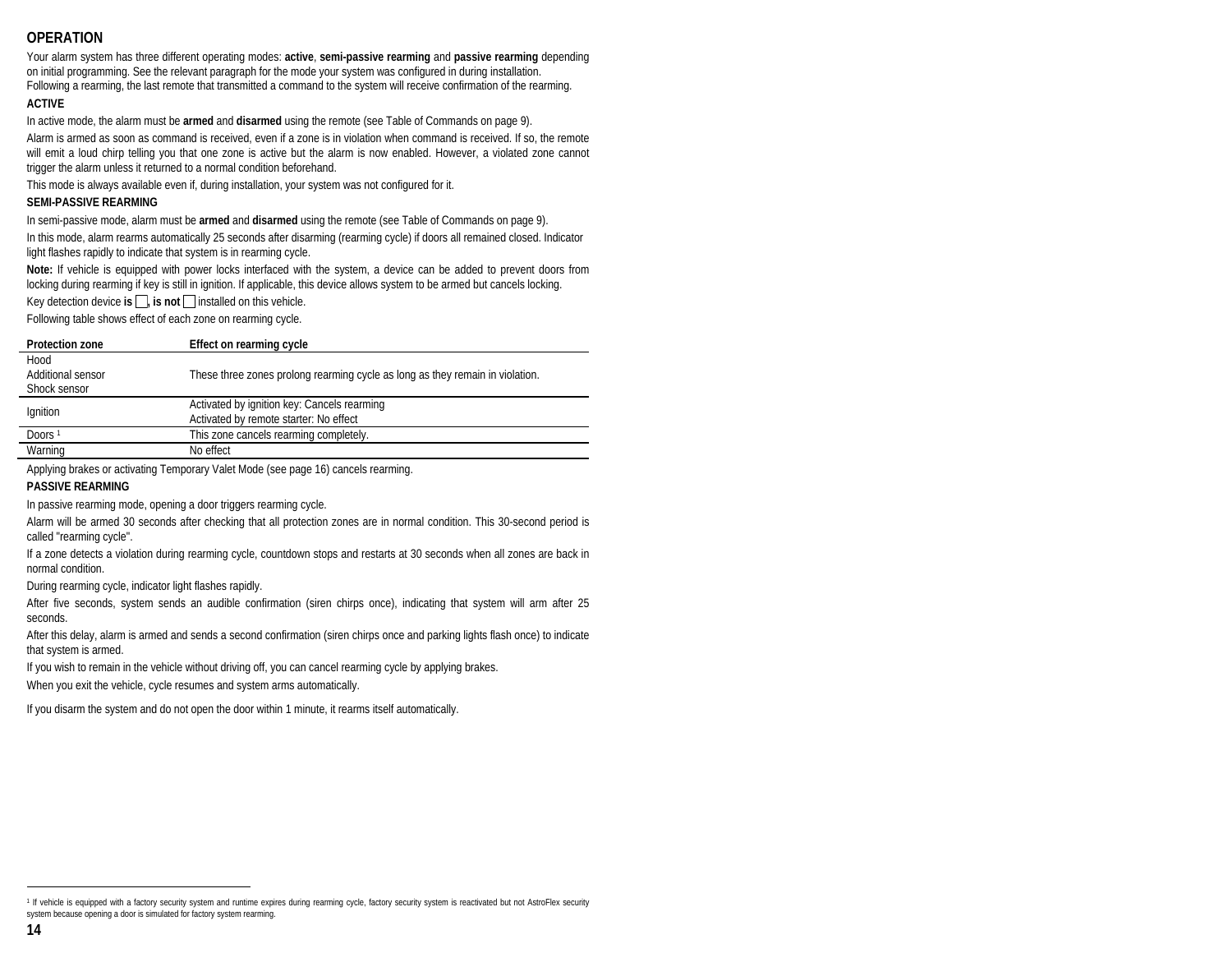## OPERATION

Your alarm system has three different operating modes: **active**, **semi-passive rearming** and **passive rearming** depending on initial programming. See the relevant paragraph for the mode your system was configured in during installation.
Following a rearming, the last remote that transmitted a command to the system will receive confirmation of the rearming.

### ACTIVE

In active mode, the alarm must be **armed** and **disarmed** using the remote (see Table of Commands on page 9).

Alarm is armed as soon as command is received, even if a zone is in violation when command is received. If so, the remote will emit a loud chirp telling you that one zone is active but the alarm is now enabled. However, a violated zone cannot trigger the alarm unless it returned to a normal condition beforehand.

This mode is always available even if, during installation, your system was not configured for it.

### SEMI-PASSIVE REARMING

In semi-passive mode, alarm must be **armed** and **disarmed** using the remote (see Table of Commands on page 9).

In this mode, alarm rearms automatically 25 seconds after disarming (rearming cycle) if doors all remained closed. Indicator light flashes rapidly to indicate that system is in rearming cycle.

**Note:** If vehicle is equipped with power locks interfaced with the system, a device can be added to prevent doors from locking during rearming if key is still in ignition. If applicable, this device allows system to be armed but cancels locking.

Key detection device **is** ☐, **is not** ☐ installed on this vehicle.

Following table shows effect of each zone on rearming cycle.

| Protection zone | Effect on rearming cycle |
|---|---|
| Hood<br>Additional sensor<br>Shock sensor | These three zones prolong rearming cycle as long as they remain in violation. |
| Ignition | Activated by ignition key: Cancels rearming<br>Activated by remote starter: No effect |
| Doors [1] | This zone cancels rearming completely. |
| Warning | No effect |

Applying brakes or activating Temporary Valet Mode (see page 16) cancels rearming.

### PASSIVE REARMING

In passive rearming mode, opening a door triggers rearming cycle.

Alarm will be armed 30 seconds after checking that all protection zones are in normal condition. This 30-second period is called "rearming cycle".

If a zone detects a violation during rearming cycle, countdown stops and restarts at 30 seconds when all zones are back in normal condition.

During rearming cycle, indicator light flashes rapidly.

After five seconds, system sends an audible confirmation (siren chirps once), indicating that system will arm after 25 seconds.

After this delay, alarm is armed and sends a second confirmation (siren chirps once and parking lights flash once) to indicate that system is armed.

If you wish to remain in the vehicle without driving off, you can cancel rearming cycle by applying brakes.

When you exit the vehicle, cycle resumes and system arms automatically.

If you disarm the system and do not open the door within 1 minute, it rearms itself automatically.

---

[1] If vehicle is equipped with a factory security system and runtime expires during rearming cycle, factory security system is reactivated but not AstroFlex security system because opening a door is simulated for factory system rearming.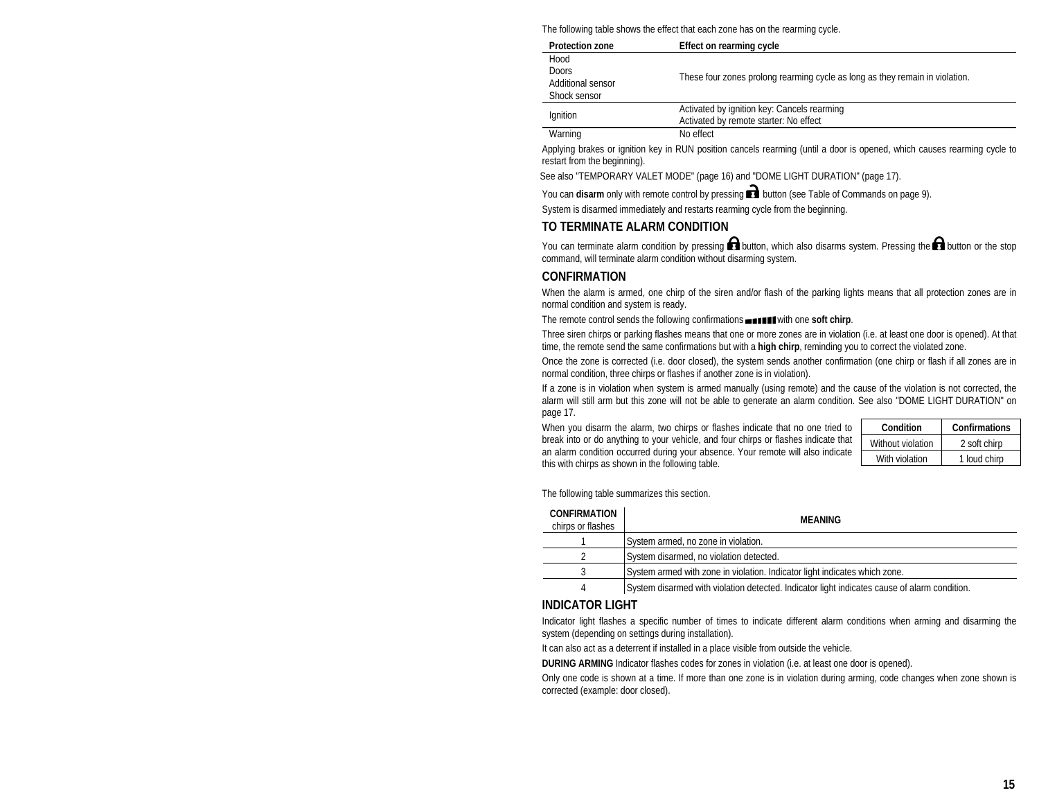The following table shows the effect that each zone has on the rearming cycle.

| Protection zone | Effect on rearming cycle |
| --- | --- |
| Hood<br>Doors<br>Additional sensor<br>Shock sensor | These four zones prolong rearming cycle as long as they remain in violation. |
| Ignition | Activated by ignition key: Cancels rearming<br>Activated by remote starter: No effect |
| Warning | No effect |

Applying brakes or ignition key in RUN position cancels rearming (until a door is opened, which causes rearming cycle to restart from the beginning).

See also "TEMPORARY VALET MODE" (page 16) and "DOME LIGHT DURATION" (page 17).

You can **disarm** only with remote control by pressing button (see Table of Commands on page 9).

System is disarmed immediately and restarts rearming cycle from the beginning.

## TO TERMINATE ALARM CONDITION

You can terminate alarm condition by pressing button, which also disarms system. Pressing the button or the stop command, will terminate alarm condition without disarming system.

## CONFIRMATION

When the alarm is armed, one chirp of the siren and/or flash of the parking lights means that all protection zones are in normal condition and system is ready.

The remote control sends the following confirmations with one **soft chirp**.

Three siren chirps or parking flashes means that one or more zones are in violation (i.e. at least one door is opened). At that time, the remote send the same confirmations but with a **high chirp**, reminding you to correct the violated zone.

Once the zone is corrected (i.e. door closed), the system sends another confirmation (one chirp or flash if all zones are in normal condition, three chirps or flashes if another zone is in violation).

If a zone is in violation when system is armed manually (using remote) and the cause of the violation is not corrected, the alarm will still arm but this zone will not be able to generate an alarm condition. See also "DOME LIGHT DURATION" on page 17.

When you disarm the alarm, two chirps or flashes indicate that no one tried to break into or do anything to your vehicle, and four chirps or flashes indicate that an alarm condition occurred during your absence. Your remote will also indicate this with chirps as shown in the following table.

| Condition | Confirmations |
| --- | --- |
| Without violation | 2 soft chirp |
| With violation | 1 loud chirp |

The following table summarizes this section.

| CONFIRMATION chirps or flashes | MEANING |
| --- | --- |
| 1 | System armed, no zone in violation. |
| 2 | System disarmed, no violation detected. |
| 3 | System armed with zone in violation. Indicator light indicates which zone. |
| 4 | System disarmed with violation detected. Indicator light indicates cause of alarm condition. |

## INDICATOR LIGHT

Indicator light flashes a specific number of times to indicate different alarm conditions when arming and disarming the system (depending on settings during installation).

It can also act as a deterrent if installed in a place visible from outside the vehicle.

**DURING ARMING** Indicator flashes codes for zones in violation (i.e. at least one door is opened).

Only one code is shown at a time. If more than one zone is in violation during arming, code changes when zone shown is corrected (example: door closed).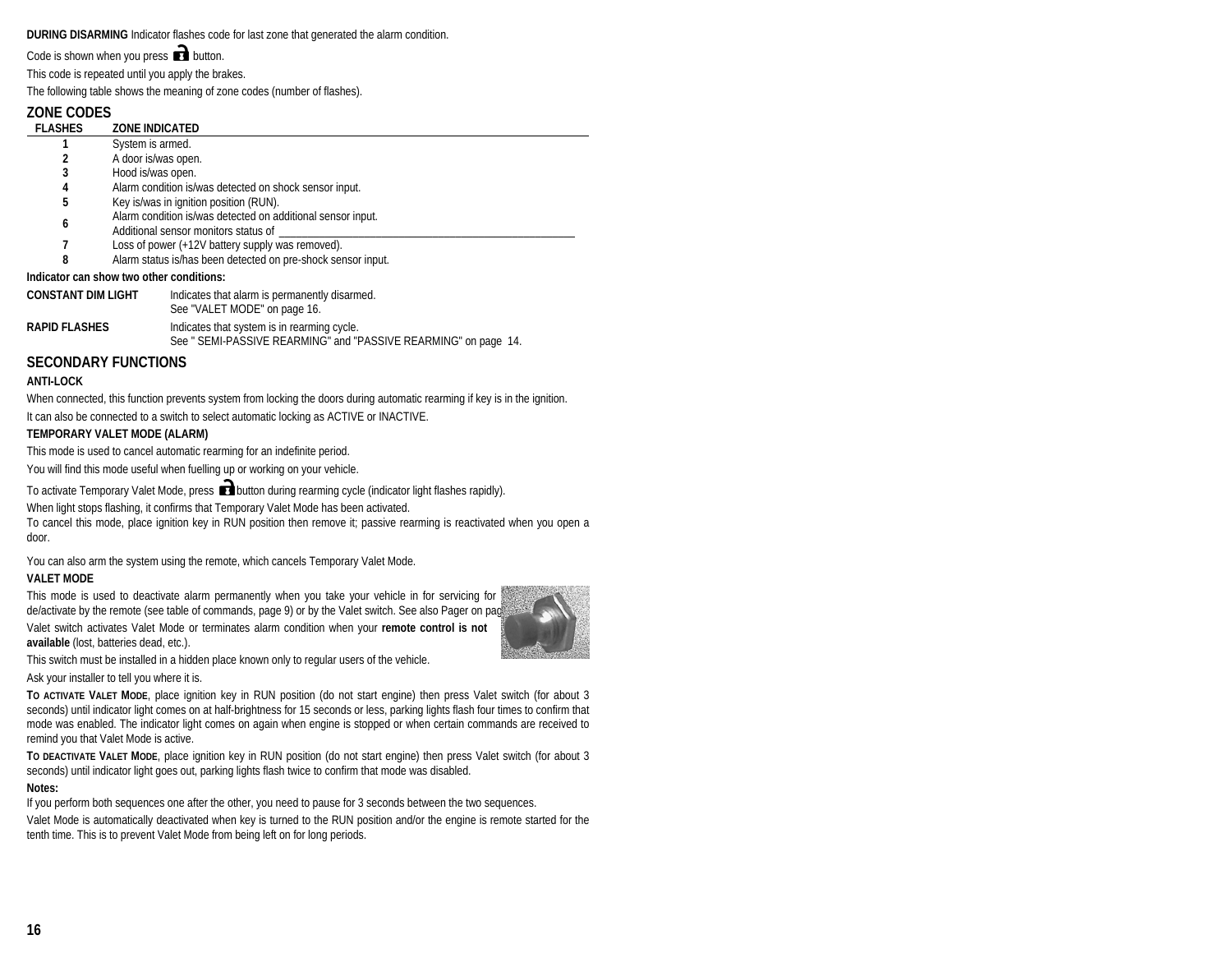**DURING DISARMING** Indicator flashes code for last zone that generated the alarm condition.

Code is shown when you press button.

This code is repeated until you apply the brakes.

The following table shows the meaning of zone codes (number of flashes).

## ZONE CODES

| FLASHES | ZONE INDICATED |
|---|---|
| 1 | System is armed. |
| 2 | A door is/was open. |
| 3 | Hood is/was open. |
| 4 | Alarm condition is/was detected on shock sensor input. |
| 5 | Key is/was in ignition position (RUN). |
| 6 | Alarm condition is/was detected on additional sensor input. Additional sensor monitors status of ___________________________________________ |
| 7 | Loss of power (+12V battery supply was removed). |
| 8 | Alarm status is/has been detected on pre-shock sensor input. |

**Indicator can show two other conditions:**

**CONSTANT DIM LIGHT** Indicates that alarm is permanently disarmed. See "VALET MODE" on page 16.

**RAPID FLASHES** Indicates that system is in rearming cycle. See " SEMI-PASSIVE REARMING" and "PASSIVE REARMING" on page 14.

## SECONDARY FUNCTIONS

### ANTI-LOCK

When connected, this function prevents system from locking the doors during automatic rearming if key is in the ignition.

It can also be connected to a switch to select automatic locking as ACTIVE or INACTIVE.

### TEMPORARY VALET MODE (ALARM)

This mode is used to cancel automatic rearming for an indefinite period.

You will find this mode useful when fuelling up or working on your vehicle.

To activate Temporary Valet Mode, press button during rearming cycle (indicator light flashes rapidly).

When light stops flashing, it confirms that Temporary Valet Mode has been activated.

To cancel this mode, place ignition key in RUN position then remove it; passive rearming is reactivated when you open a door.

You can also arm the system using the remote, which cancels Temporary Valet Mode.

### VALET MODE

This mode is used to deactivate alarm permanently when you take your vehicle in for servicing for de/activate by the remote (see table of commands, page 9) or by the Valet switch. See also Pager on pag

Valet switch activates Valet Mode or terminates alarm condition when your **remote control is not available** (lost, batteries dead, etc.).

This switch must be installed in a hidden place known only to regular users of the vehicle.

Ask your installer to tell you where it is.

**TO ACTIVATE VALET MODE**, place ignition key in RUN position (do not start engine) then press Valet switch (for about 3 seconds) until indicator light comes on at half-brightness for 15 seconds or less, parking lights flash four times to confirm that mode was enabled. The indicator light comes on again when engine is stopped or when certain commands are received to remind you that Valet Mode is active.

**TO DEACTIVATE VALET MODE**, place ignition key in RUN position (do not start engine) then press Valet switch (for about 3 seconds) until indicator light goes out, parking lights flash twice to confirm that mode was disabled.

**Notes:**

If you perform both sequences one after the other, you need to pause for 3 seconds between the two sequences.

Valet Mode is automatically deactivated when key is turned to the RUN position and/or the engine is remote started for the tenth time. This is to prevent Valet Mode from being left on for long periods.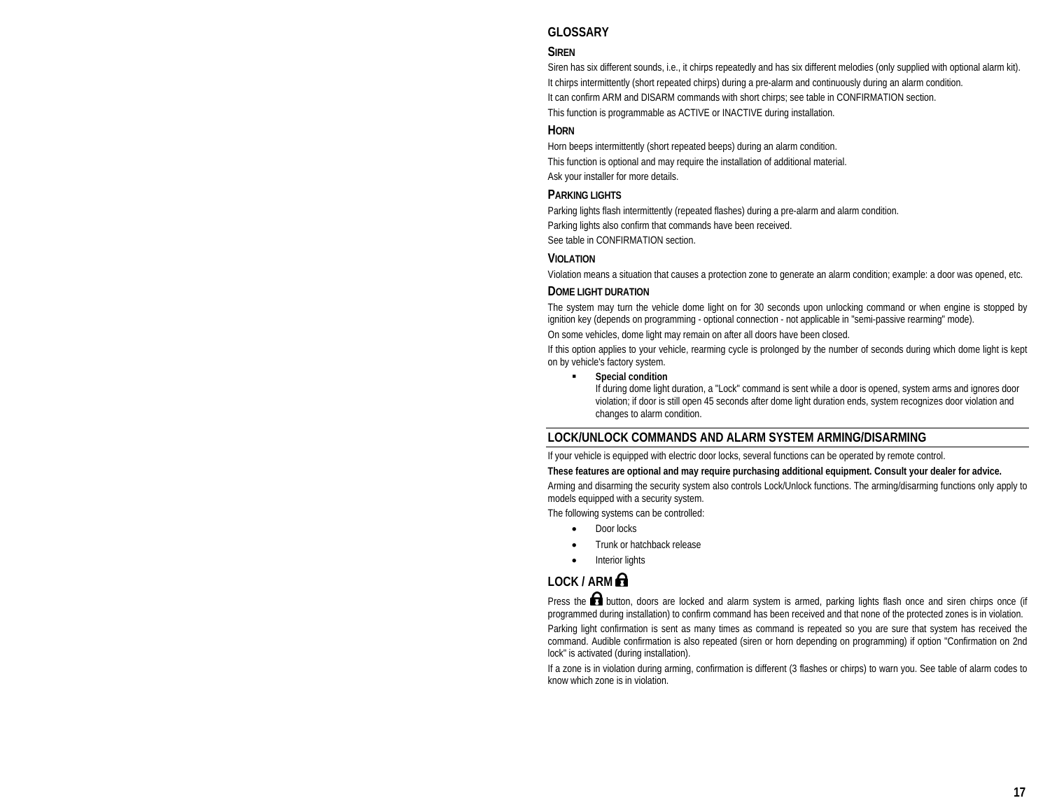## GLOSSARY

### SIREN

Siren has six different sounds, i.e., it chirps repeatedly and has six different melodies (only supplied with optional alarm kit).

It chirps intermittently (short repeated chirps) during a pre-alarm and continuously during an alarm condition.

It can confirm ARM and DISARM commands with short chirps; see table in CONFIRMATION section.

This function is programmable as ACTIVE or INACTIVE during installation.

### HORN

Horn beeps intermittently (short repeated beeps) during an alarm condition.

This function is optional and may require the installation of additional material.

Ask your installer for more details.

### PARKING LIGHTS

Parking lights flash intermittently (repeated flashes) during a pre-alarm and alarm condition.

Parking lights also confirm that commands have been received.

See table in CONFIRMATION section.

### VIOLATION

Violation means a situation that causes a protection zone to generate an alarm condition; example: a door was opened, etc.

### DOME LIGHT DURATION

The system may turn the vehicle dome light on for 30 seconds upon unlocking command or when engine is stopped by ignition key (depends on programming - optional connection - not applicable in "semi-passive rearming" mode).

On some vehicles, dome light may remain on after all doors have been closed.

If this option applies to your vehicle, rearming cycle is prolonged by the number of seconds during which dome light is kept on by vehicle's factory system.

- **Special condition**
  If during dome light duration, a "Lock" command is sent while a door is opened, system arms and ignores door violation; if door is still open 45 seconds after dome light duration ends, system recognizes door violation and changes to alarm condition.

## LOCK/UNLOCK COMMANDS AND ALARM SYSTEM ARMING/DISARMING

If your vehicle is equipped with electric door locks, several functions can be operated by remote control.

**These features are optional and may require purchasing additional equipment. Consult your dealer for advice.**

Arming and disarming the security system also controls Lock/Unlock functions. The arming/disarming functions only apply to models equipped with a security system.

The following systems can be controlled:

- Door locks
- Trunk or hatchback release
- Interior lights

## LOCK / ARM 🔒

Press the 🔒 button, doors are locked and alarm system is armed, parking lights flash once and siren chirps once (if programmed during installation) to confirm command has been received and that none of the protected zones is in violation.

Parking light confirmation is sent as many times as command is repeated so you are sure that system has received the command. Audible confirmation is also repeated (siren or horn depending on programming) if option "Confirmation on 2nd lock" is activated (during installation).

If a zone is in violation during arming, confirmation is different (3 flashes or chirps) to warn you. See table of alarm codes to know which zone is in violation.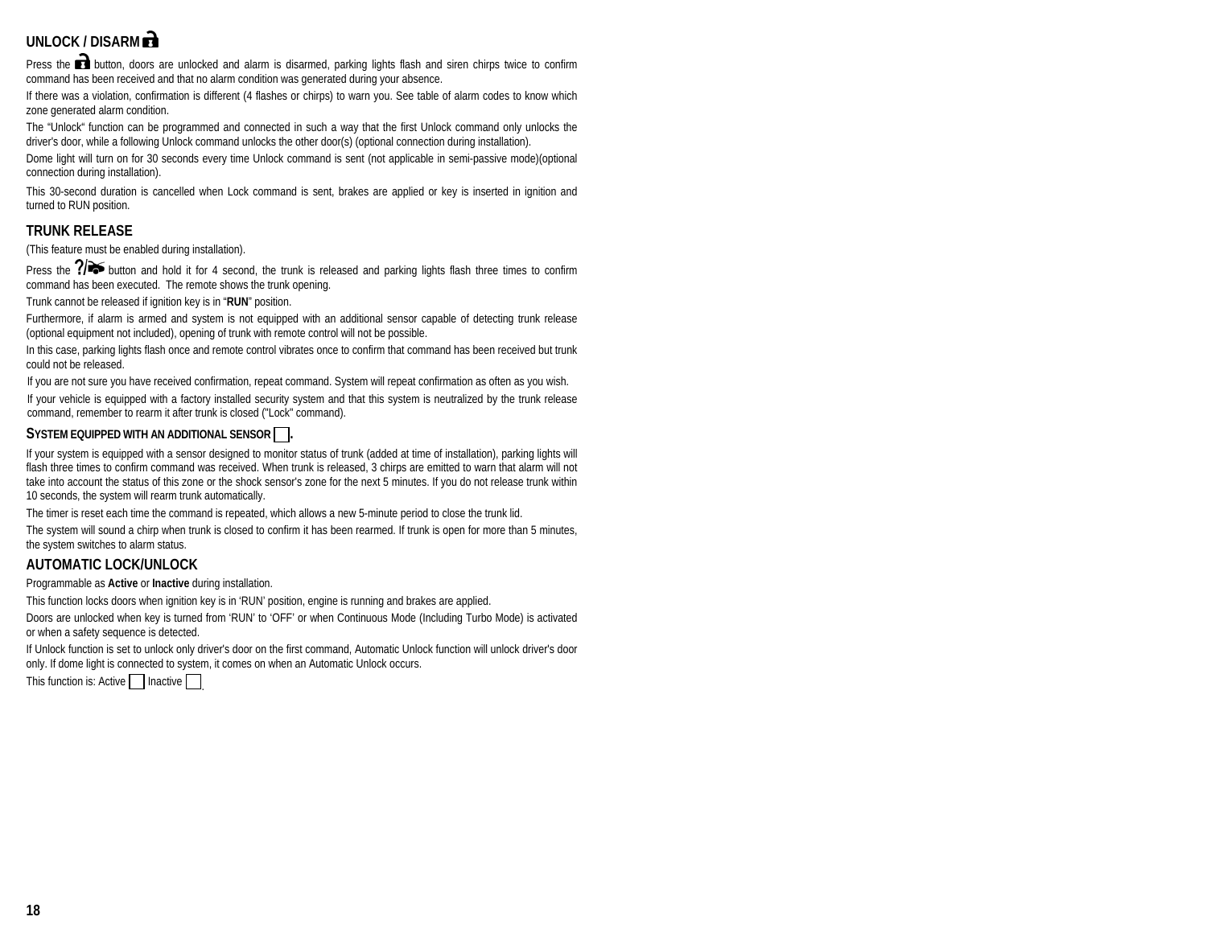## UNLOCK / DISARM

Press the button, doors are unlocked and alarm is disarmed, parking lights flash and siren chirps twice to confirm command has been received and that no alarm condition was generated during your absence.

If there was a violation, confirmation is different (4 flashes or chirps) to warn you. See table of alarm codes to know which zone generated alarm condition.

The "Unlock" function can be programmed and connected in such a way that the first Unlock command only unlocks the driver's door, while a following Unlock command unlocks the other door(s) (optional connection during installation).

Dome light will turn on for 30 seconds every time Unlock command is sent (not applicable in semi-passive mode)(optional connection during installation).

This 30-second duration is cancelled when Lock command is sent, brakes are applied or key is inserted in ignition and turned to RUN position.

## TRUNK RELEASE

(This feature must be enabled during installation).

Press the ?/ button and hold it for 4 second, the trunk is released and parking lights flash three times to confirm command has been executed. The remote shows the trunk opening.

Trunk cannot be released if ignition key is in "**RUN**" position.

Furthermore, if alarm is armed and system is not equipped with an additional sensor capable of detecting trunk release (optional equipment not included), opening of trunk with remote control will not be possible.

In this case, parking lights flash once and remote control vibrates once to confirm that command has been received but trunk could not be released.

If you are not sure you have received confirmation, repeat command. System will repeat confirmation as often as you wish.

If your vehicle is equipped with a factory installed security system and that this system is neutralized by the trunk release command, remember to rearm it after trunk is closed ("Lock" command).

### SYSTEM EQUIPPED WITH AN ADDITIONAL SENSOR ☐.

If your system is equipped with a sensor designed to monitor status of trunk (added at time of installation), parking lights will flash three times to confirm command was received. When trunk is released, 3 chirps are emitted to warn that alarm will not take into account the status of this zone or the shock sensor's zone for the next 5 minutes. If you do not release trunk within 10 seconds, the system will rearm trunk automatically.

The timer is reset each time the command is repeated, which allows a new 5-minute period to close the trunk lid.

The system will sound a chirp when trunk is closed to confirm it has been rearmed. If trunk is open for more than 5 minutes, the system switches to alarm status.

## AUTOMATIC LOCK/UNLOCK

Programmable as **Active** or **Inactive** during installation.

This function locks doors when ignition key is in 'RUN' position, engine is running and brakes are applied.

Doors are unlocked when key is turned from 'RUN' to 'OFF' or when Continuous Mode (Including Turbo Mode) is activated or when a safety sequence is detected.

If Unlock function is set to unlock only driver's door on the first command, Automatic Unlock function will unlock driver's door only. If dome light is connected to system, it comes on when an Automatic Unlock occurs.

This function is: Active ☐ Inactive ☐.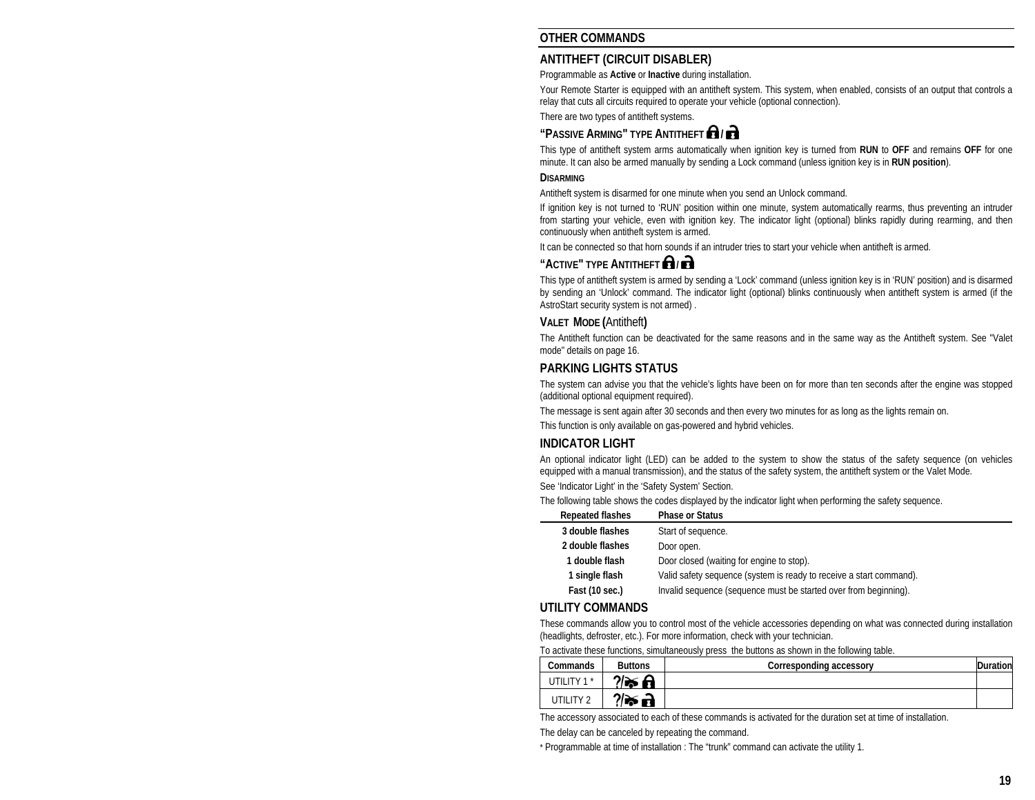## OTHER COMMANDS

### ANTITHEFT (CIRCUIT DISABLER)

Programmable as **Active** or **Inactive** during installation.

Your Remote Starter is equipped with an antitheft system. This system, when enabled, consists of an output that controls a relay that cuts all circuits required to operate your vehicle (optional connection).

There are two types of antitheft systems.

#### "PASSIVE ARMING" TYPE ANTITHEFT 🔒/ 🔓

This type of antitheft system arms automatically when ignition key is turned from **RUN** to **OFF** and remains **OFF** for one minute. It can also be armed manually by sending a Lock command (unless ignition key is in **RUN position**).

**DISARMING**

Antitheft system is disarmed for one minute when you send an Unlock command.

If ignition key is not turned to 'RUN' position within one minute, system automatically rearms, thus preventing an intruder from starting your vehicle, even with ignition key. The indicator light (optional) blinks rapidly during rearming, and then continuously when antitheft system is armed.

It can be connected so that horn sounds if an intruder tries to start your vehicle when antitheft is armed.

#### "ACTIVE" TYPE ANTITHEFT 🔒/ 🔓

This type of antitheft system is armed by sending a 'Lock' command (unless ignition key is in 'RUN' position) and is disarmed by sending an 'Unlock' command. The indicator light (optional) blinks continuously when antitheft system is armed (if the AstroStart security system is not armed) .

#### VALET MODE (Antitheft)

The Antitheft function can be deactivated for the same reasons and in the same way as the Antitheft system. See "Valet mode" details on page 16.

### PARKING LIGHTS STATUS

The system can advise you that the vehicle's lights have been on for more than ten seconds after the engine was stopped (additional optional equipment required).

The message is sent again after 30 seconds and then every two minutes for as long as the lights remain on.

This function is only available on gas-powered and hybrid vehicles.

### INDICATOR LIGHT

An optional indicator light (LED) can be added to the system to show the status of the safety sequence (on vehicles equipped with a manual transmission), and the status of the safety system, the antitheft system or the Valet Mode.

See 'Indicator Light' in the 'Safety System' Section.

The following table shows the codes displayed by the indicator light when performing the safety sequence.

| Repeated flashes | Phase or Status |
|---|---|
| **3 double flashes** | Start of sequence. |
| **2 double flashes** | Door open. |
| **1 double flash** | Door closed (waiting for engine to stop). |
| **1 single flash** | Valid safety sequence (system is ready to receive a start command). |
| **Fast (10 sec.)** | Invalid sequence (sequence must be started over from beginning). |

### UTILITY COMMANDS

These commands allow you to control most of the vehicle accessories depending on what was connected during installation (headlights, defroster, etc.). For more information, check with your technician.

To activate these functions, simultaneously press the buttons as shown in the following table.

| Commands | Buttons | Corresponding accessory | Duration |
|---|---|---|---|
| UTILITY 1 * | ?/🚗 🔒 | | |
| UTILITY 2 | ?/🚗 🔓 | | |

The accessory associated to each of these commands is activated for the duration set at time of installation.

The delay can be canceled by repeating the command.

* Programmable at time of installation : The "trunk" command can activate the utility 1.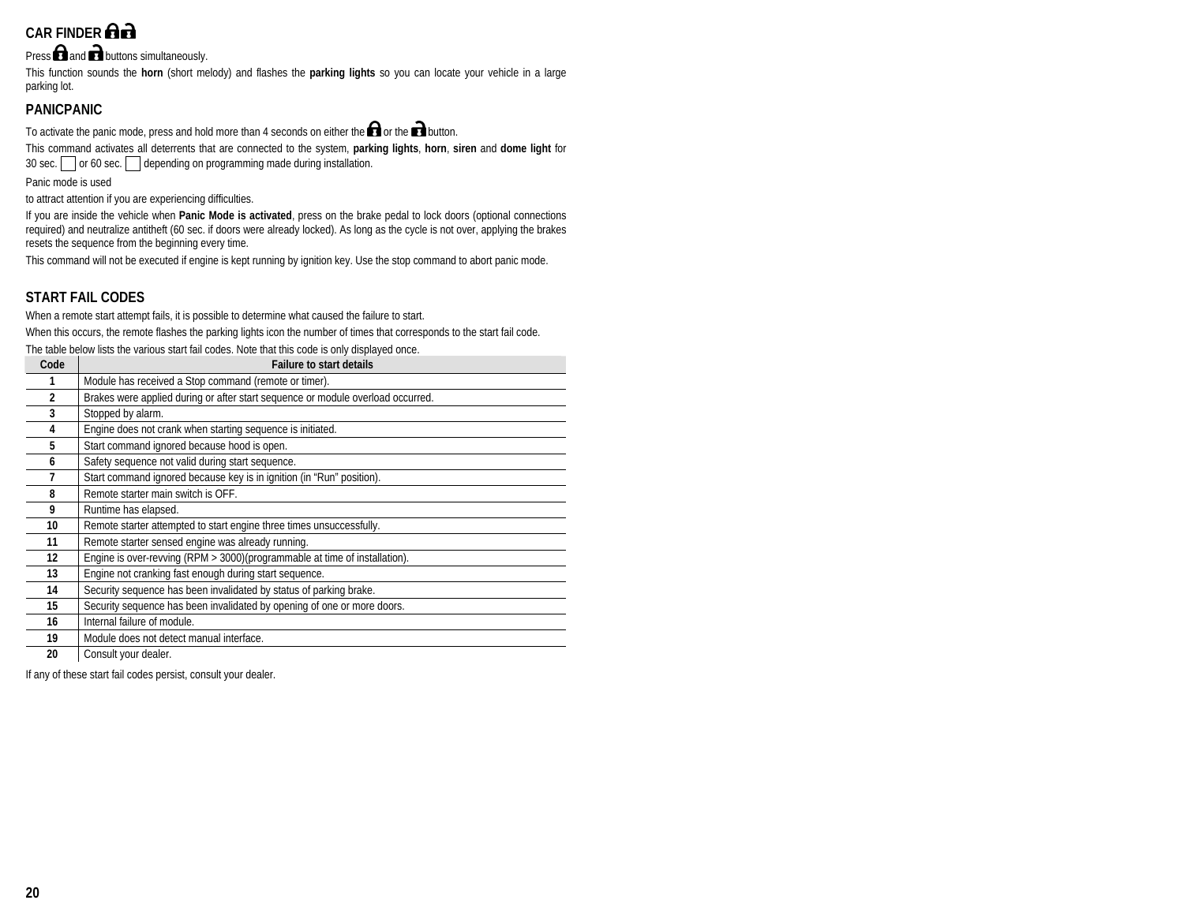## CAR FINDER

Press and buttons simultaneously.

This function sounds the **horn** (short melody) and flashes the **parking lights** so you can locate your vehicle in a large parking lot.

## PANICPANIC

To activate the panic mode, press and hold more than 4 seconds on either the or the button.

This command activates all deterrents that are connected to the system, **parking lights**, **horn**, **siren** and **dome light** for 30 sec. ☐ or 60 sec. ☐ depending on programming made during installation.

Panic mode is used

to attract attention if you are experiencing difficulties.

If you are inside the vehicle when **Panic Mode is activated**, press on the brake pedal to lock doors (optional connections required) and neutralize antitheft (60 sec. if doors were already locked). As long as the cycle is not over, applying the brakes resets the sequence from the beginning every time.

This command will not be executed if engine is kept running by ignition key. Use the stop command to abort panic mode.

## START FAIL CODES

When a remote start attempt fails, it is possible to determine what caused the failure to start.

When this occurs, the remote flashes the parking lights icon the number of times that corresponds to the start fail code.

The table below lists the various start fail codes. Note that this code is only displayed once.

| Code | Failure to start details |
|---|---|
| 1 | Module has received a Stop command (remote or timer). |
| 2 | Brakes were applied during or after start sequence or module overload occurred. |
| 3 | Stopped by alarm. |
| 4 | Engine does not crank when starting sequence is initiated. |
| 5 | Start command ignored because hood is open. |
| 6 | Safety sequence not valid during start sequence. |
| 7 | Start command ignored because key is in ignition (in "Run" position). |
| 8 | Remote starter main switch is OFF. |
| 9 | Runtime has elapsed. |
| 10 | Remote starter attempted to start engine three times unsuccessfully. |
| 11 | Remote starter sensed engine was already running. |
| 12 | Engine is over-revving (RPM > 3000)(programmable at time of installation). |
| 13 | Engine not cranking fast enough during start sequence. |
| 14 | Security sequence has been invalidated by status of parking brake. |
| 15 | Security sequence has been invalidated by opening of one or more doors. |
| 16 | Internal failure of module. |
| 19 | Module does not detect manual interface. |
| 20 | Consult your dealer. |

If any of these start fail codes persist, consult your dealer.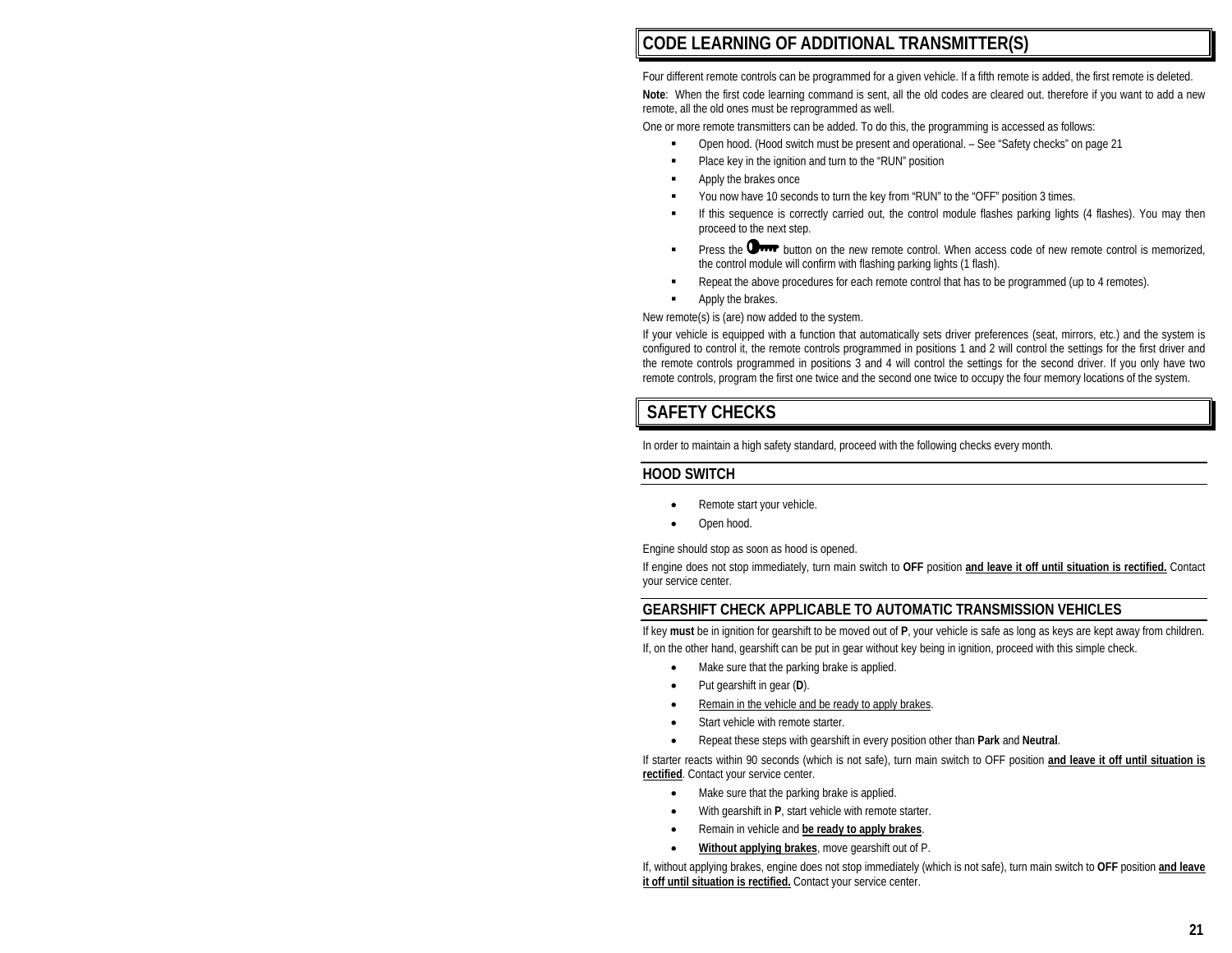## CODE LEARNING OF ADDITIONAL TRANSMITTER(S)

Four different remote controls can be programmed for a given vehicle. If a fifth remote is added, the first remote is deleted.

**Note**: When the first code learning command is sent, all the old codes are cleared out. therefore if you want to add a new remote, all the old ones must be reprogrammed as well.

One or more remote transmitters can be added. To do this, the programming is accessed as follows:

- Open hood. (Hood switch must be present and operational. – See "Safety checks" on page 21
- Place key in the ignition and turn to the "RUN" position
- Apply the brakes once
- You now have 10 seconds to turn the key from "RUN" to the "OFF" position 3 times.
- If this sequence is correctly carried out, the control module flashes parking lights (4 flashes). You may then proceed to the next step.
- Press the button on the new remote control. When access code of new remote control is memorized, the control module will confirm with flashing parking lights (1 flash).
- Repeat the above procedures for each remote control that has to be programmed (up to 4 remotes).
- Apply the brakes.

New remote(s) is (are) now added to the system.

If your vehicle is equipped with a function that automatically sets driver preferences (seat, mirrors, etc.) and the system is configured to control it, the remote controls programmed in positions 1 and 2 will control the settings for the first driver and the remote controls programmed in positions 3 and 4 will control the settings for the second driver. If you only have two remote controls, program the first one twice and the second one twice to occupy the four memory locations of the system.

## SAFETY CHECKS

In order to maintain a high safety standard, proceed with the following checks every month.

### HOOD SWITCH

- Remote start your vehicle.
- Open hood.

Engine should stop as soon as hood is opened.

If engine does not stop immediately, turn main switch to **OFF** position **<u>and leave it off until situation is rectified.</u>** Contact your service center.

### GEARSHIFT CHECK APPLICABLE TO AUTOMATIC TRANSMISSION VEHICLES

If key **must** be in ignition for gearshift to be moved out of **P**, your vehicle is safe as long as keys are kept away from children. If, on the other hand, gearshift can be put in gear without key being in ignition, proceed with this simple check.

- Make sure that the parking brake is applied.
- Put gearshift in gear (**D**).
- <u>Remain in the vehicle and be ready to apply brakes</u>.
- Start vehicle with remote starter.
- Repeat these steps with gearshift in every position other than **Park** and **Neutral**.

If starter reacts within 90 seconds (which is not safe), turn main switch to OFF position **<u>and leave it off until situation is rectified</u>**. Contact your service center.

- Make sure that the parking brake is applied.
- With gearshift in **P**, start vehicle with remote starter.
- Remain in vehicle and **<u>be ready to apply brakes</u>**.
- **<u>Without applying brakes</u>**, move gearshift out of P.

If, without applying brakes, engine does not stop immediately (which is not safe), turn main switch to **OFF** position **<u>and leave it off until situation is rectified.</u>** Contact your service center.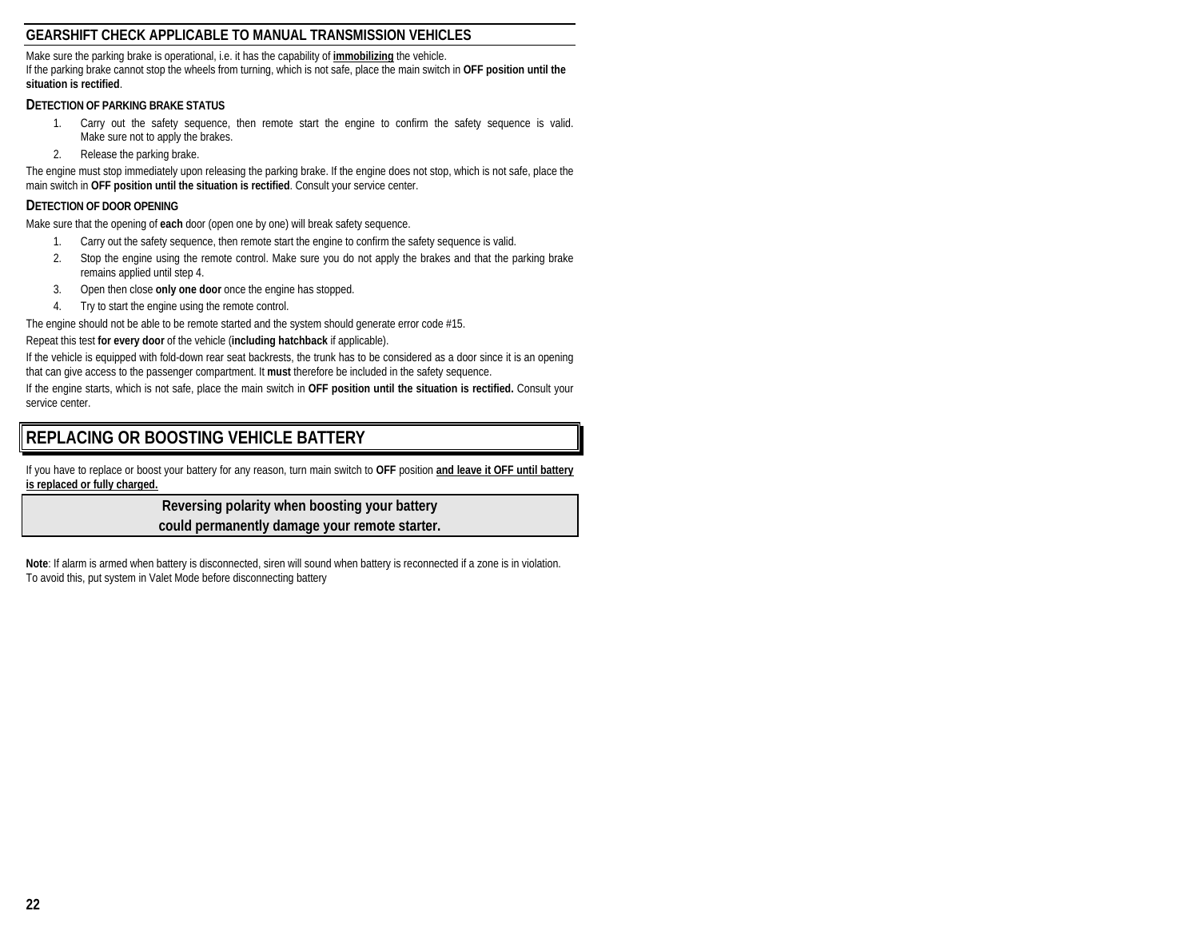## GEARSHIFT CHECK APPLICABLE TO MANUAL TRANSMISSION VEHICLES

Make sure the parking brake is operational, i.e. it has the capability of **immobilizing** the vehicle.
If the parking brake cannot stop the wheels from turning, which is not safe, place the main switch in **OFF position until the situation is rectified**.

### DETECTION OF PARKING BRAKE STATUS

1. Carry out the safety sequence, then remote start the engine to confirm the safety sequence is valid. Make sure not to apply the brakes.
2. Release the parking brake.

The engine must stop immediately upon releasing the parking brake. If the engine does not stop, which is not safe, place the main switch in **OFF position until the situation is rectified**. Consult your service center.

### DETECTION OF DOOR OPENING

Make sure that the opening of **each** door (open one by one) will break safety sequence.

1. Carry out the safety sequence, then remote start the engine to confirm the safety sequence is valid.
2. Stop the engine using the remote control. Make sure you do not apply the brakes and that the parking brake remains applied until step 4.
3. Open then close **only one door** once the engine has stopped.
4. Try to start the engine using the remote control.

The engine should not be able to be remote started and the system should generate error code #15.

Repeat this test **for every door** of the vehicle (**including hatchback** if applicable).

If the vehicle is equipped with fold-down rear seat backrests, the trunk has to be considered as a door since it is an opening that can give access to the passenger compartment. It **must** therefore be included in the safety sequence.

If the engine starts, which is not safe, place the main switch in **OFF position until the situation is rectified.** Consult your service center.

## REPLACING OR BOOSTING VEHICLE BATTERY

If you have to replace or boost your battery for any reason, turn main switch to **OFF** position **and leave it OFF until battery is replaced or fully charged.**

**Reversing polarity when boosting your battery could permanently damage your remote starter.**

**Note**: If alarm is armed when battery is disconnected, siren will sound when battery is reconnected if a zone is in violation. To avoid this, put system in Valet Mode before disconnecting battery